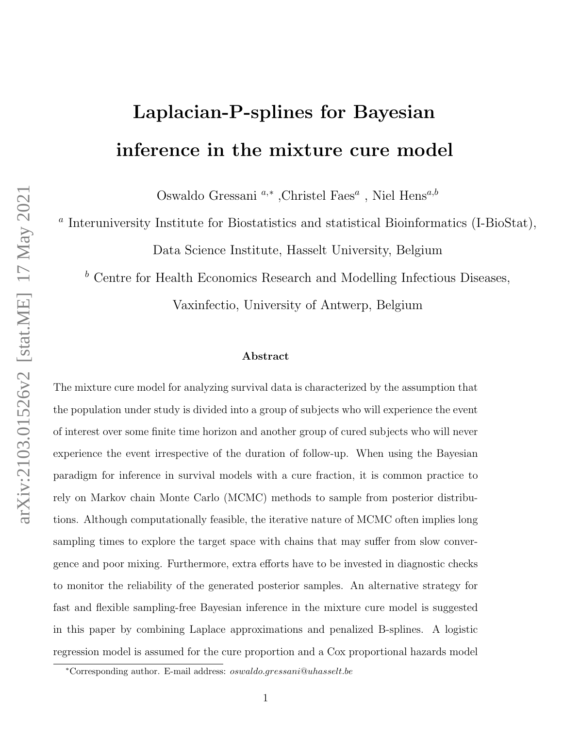# Laplacian-P-splines for Bayesian inference in the mixture cure model

Oswaldo Gressani [a,*], Christel Faes [a], Niel Hens [a,b]

[a] Interuniversity Institute for Biostatistics and statistical Bioinformatics (I-BioStat), Data Science Institute, Hasselt University, Belgium

[b] Centre for Health Economics Research and Modelling Infectious Diseases, Vaxinfectio, University of Antwerp, Belgium

### Abstract

The mixture cure model for analyzing survival data is characterized by the assumption that the population under study is divided into a group of subjects who will experience the event of interest over some finite time horizon and another group of cured subjects who will never experience the event irrespective of the duration of follow-up. When using the Bayesian paradigm for inference in survival models with a cure fraction, it is common practice to rely on Markov chain Monte Carlo (MCMC) methods to sample from posterior distributions. Although computationally feasible, the iterative nature of MCMC often implies long sampling times to explore the target space with chains that may suffer from slow convergence and poor mixing. Furthermore, extra efforts have to be invested in diagnostic checks to monitor the reliability of the generated posterior samples. An alternative strategy for fast and flexible sampling-free Bayesian inference in the mixture cure model is suggested in this paper by combining Laplace approximations and penalized B-splines. A logistic regression model is assumed for the cure proportion and a Cox proportional hazards model

[*] Corresponding author. E-mail address: *oswaldo.gressani@uhasselt.be*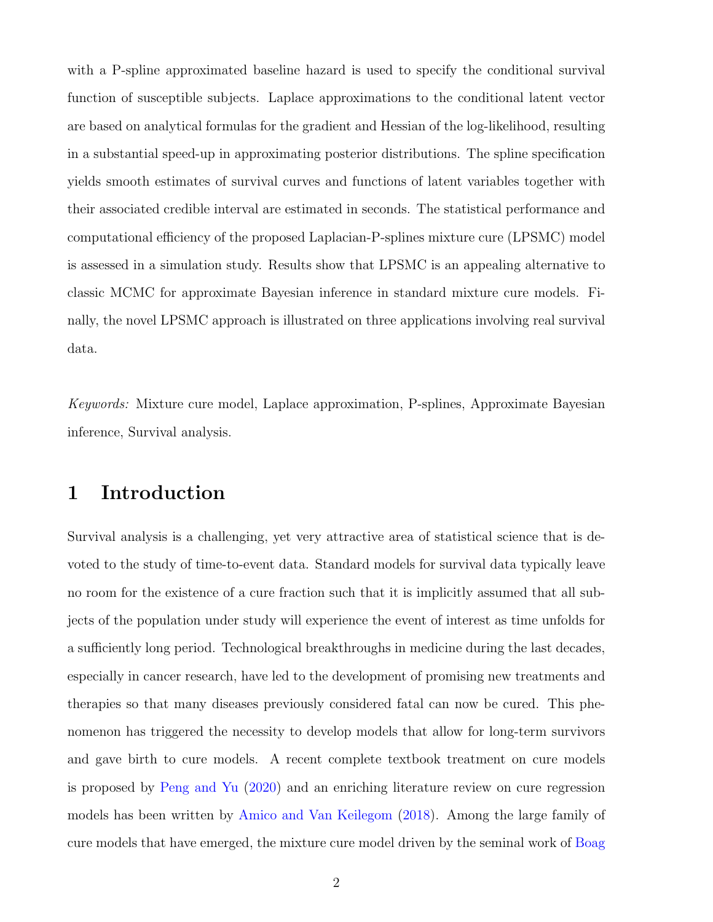with a P-spline approximated baseline hazard is used to specify the conditional survival function of susceptible subjects. Laplace approximations to the conditional latent vector are based on analytical formulas for the gradient and Hessian of the log-likelihood, resulting in a substantial speed-up in approximating posterior distributions. The spline specification yields smooth estimates of survival curves and functions of latent variables together with their associated credible interval are estimated in seconds. The statistical performance and computational efficiency of the proposed Laplacian-P-splines mixture cure (LPSMC) model is assessed in a simulation study. Results show that LPSMC is an appealing alternative to classic MCMC for approximate Bayesian inference in standard mixture cure models. Finally, the novel LPSMC approach is illustrated on three applications involving real survival data.

*Keywords:* Mixture cure model, Laplace approximation, P-splines, Approximate Bayesian inference, Survival analysis.

# 1 Introduction

Survival analysis is a challenging, yet very attractive area of statistical science that is devoted to the study of time-to-event data. Standard models for survival data typically leave no room for the existence of a cure fraction such that it is implicitly assumed that all subjects of the population under study will experience the event of interest as time unfolds for a sufficiently long period. Technological breakthroughs in medicine during the last decades, especially in cancer research, have led to the development of promising new treatments and therapies so that many diseases previously considered fatal can now be cured. This phenomenon has triggered the necessity to develop models that allow for long-term survivors and gave birth to cure models. A recent complete textbook treatment on cure models is proposed by Peng and Yu (2020) and an enriching literature review on cure regression models has been written by Amico and Van Keilegom (2018). Among the large family of cure models that have emerged, the mixture cure model driven by the seminal work of Boag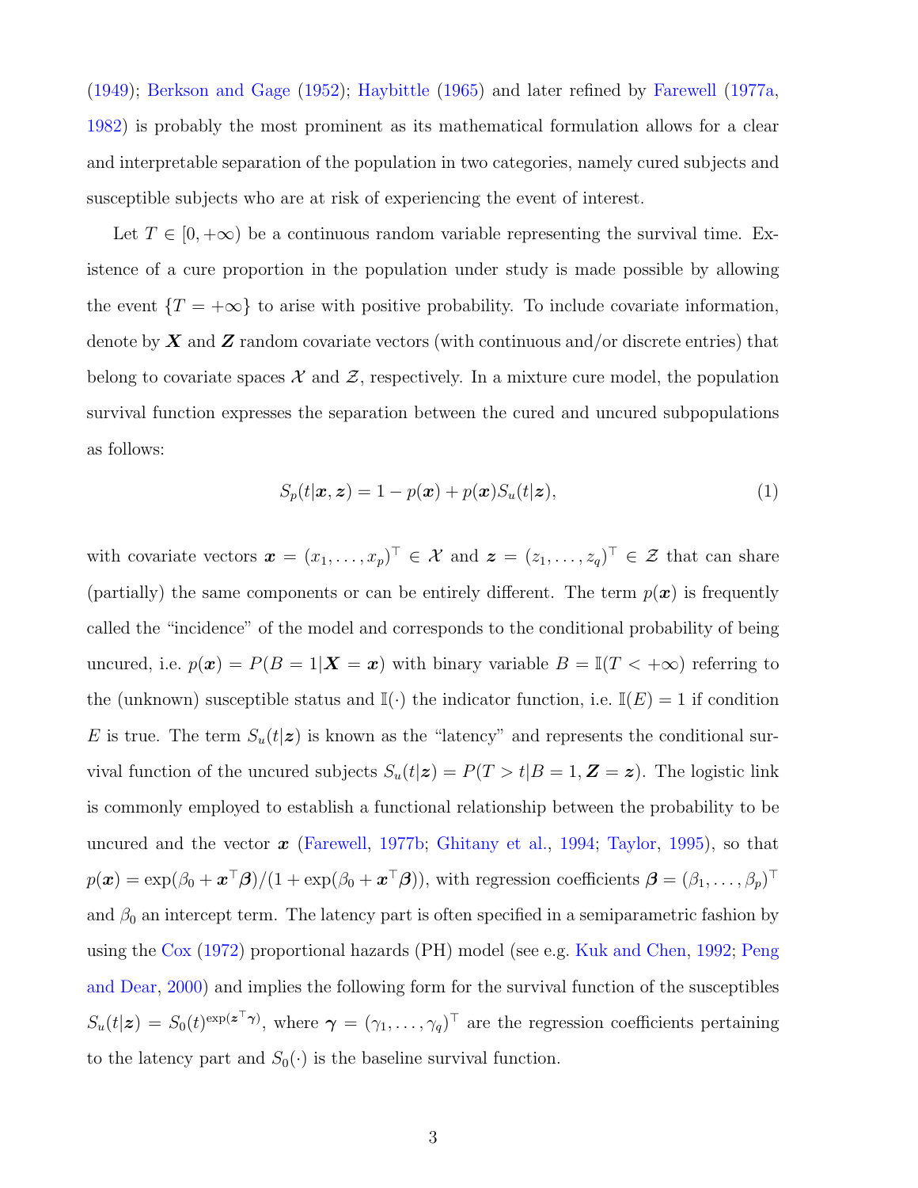(1949); Berkson and Gage (1952); Haybittle (1965) and later refined by Farewell (1977a, 1982) is probably the most prominent as its mathematical formulation allows for a clear and interpretable separation of the population in two categories, namely cured subjects and susceptible subjects who are at risk of experiencing the event of interest.

Let $T \in [0, +\infty)$ be a continuous random variable representing the survival time. Existence of a cure proportion in the population under study is made possible by allowing the event $\{T = +\infty\}$ to arise with positive probability. To include covariate information, denote by $\boldsymbol{X}$ and $\boldsymbol{Z}$ random covariate vectors (with continuous and/or discrete entries) that belong to covariate spaces $\mathcal{X}$ and $\mathcal{Z}$, respectively. In a mixture cure model, the population survival function expresses the separation between the cured and uncured subpopulations as follows:

$$S_p(t|\boldsymbol{x}, \boldsymbol{z}) = 1 - p(\boldsymbol{x}) + p(\boldsymbol{x}) S_u(t|\boldsymbol{z}), \tag{1}$$

with covariate vectors $\boldsymbol{x} = (x_1, \ldots, x_p)^\top \in \mathcal{X}$ and $\boldsymbol{z} = (z_1, \ldots, z_q)^\top \in \mathcal{Z}$ that can share (partially) the same components or can be entirely different. The term $p(\boldsymbol{x})$ is frequently called the "incidence" of the model and corresponds to the conditional probability of being uncured, i.e. $p(\boldsymbol{x}) = P(B = 1|\boldsymbol{X} = \boldsymbol{x})$ with binary variable $B = \mathbb{I}(T < +\infty)$ referring to the (unknown) susceptible status and $\mathbb{I}(\cdot)$ the indicator function, i.e. $\mathbb{I}(E) = 1$ if condition $E$ is true. The term $S_u(t|\boldsymbol{z})$ is known as the "latency" and represents the conditional survival function of the uncured subjects $S_u(t|\boldsymbol{z}) = P(T > t|B = 1, \boldsymbol{Z} = \boldsymbol{z})$. The logistic link is commonly employed to establish a functional relationship between the probability to be uncured and the vector $\boldsymbol{x}$ (Farewell, 1977b; Ghitany et al., 1994; Taylor, 1995), so that $p(\boldsymbol{x}) = \exp(\beta_0 + \boldsymbol{x}^\top \boldsymbol{\beta})/(1 + \exp(\beta_0 + \boldsymbol{x}^\top \boldsymbol{\beta}))$, with regression coefficients $\boldsymbol{\beta} = (\beta_1, \ldots, \beta_p)^\top$ and $\beta_0$ an intercept term. The latency part is often specified in a semiparametric fashion by using the Cox (1972) proportional hazards (PH) model (see e.g. Kuk and Chen, 1992; Peng and Dear, 2000) and implies the following form for the survival function of the susceptibles $S_u(t|\boldsymbol{z}) = S_0(t)^{\exp(\boldsymbol{z}^\top \boldsymbol{\gamma})}$, where $\boldsymbol{\gamma} = (\gamma_1, \ldots, \gamma_q)^\top$ are the regression coefficients pertaining to the latency part and $S_0(\cdot)$ is the baseline survival function.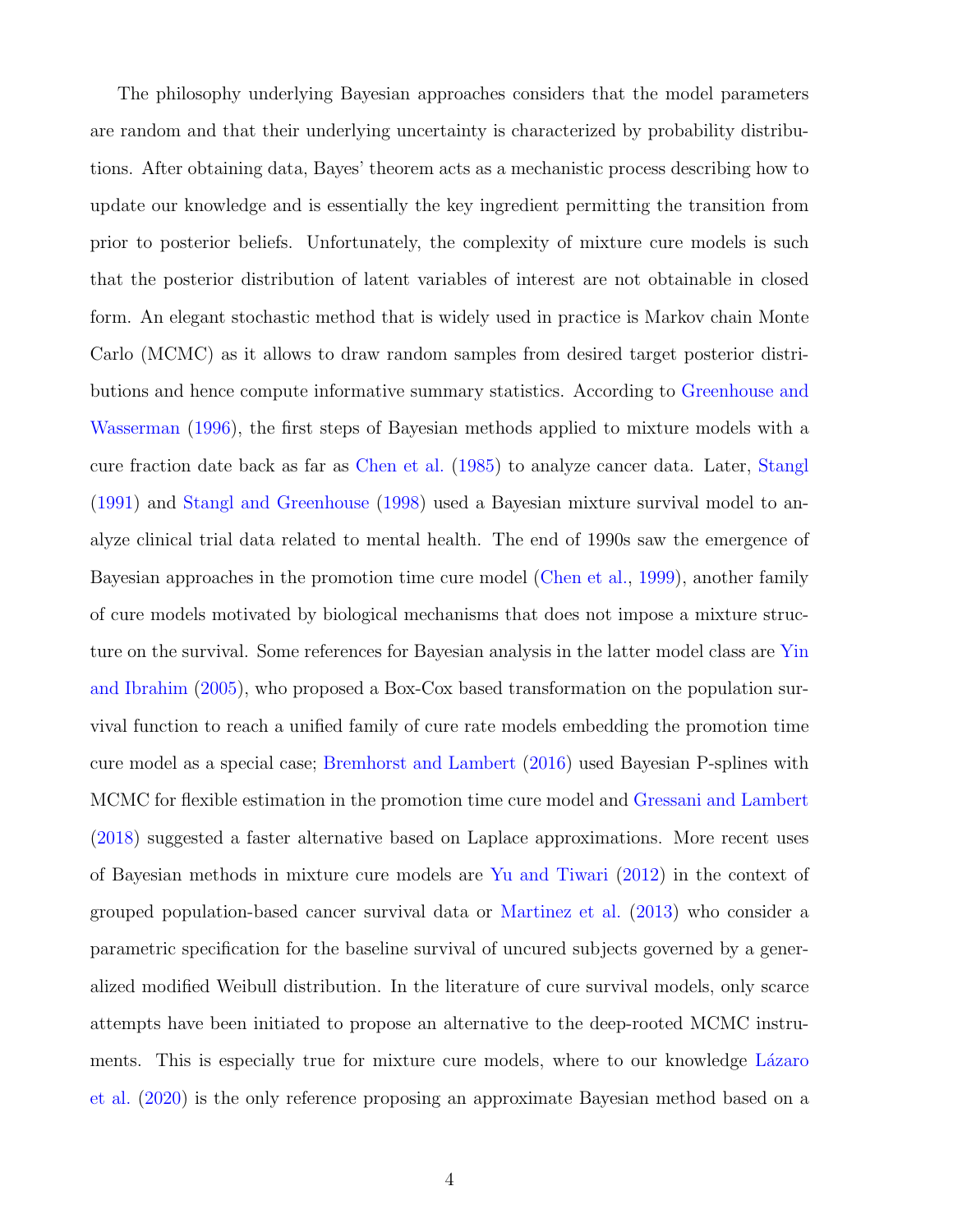The philosophy underlying Bayesian approaches considers that the model parameters are random and that their underlying uncertainty is characterized by probability distributions. After obtaining data, Bayes' theorem acts as a mechanistic process describing how to update our knowledge and is essentially the key ingredient permitting the transition from prior to posterior beliefs. Unfortunately, the complexity of mixture cure models is such that the posterior distribution of latent variables of interest are not obtainable in closed form. An elegant stochastic method that is widely used in practice is Markov chain Monte Carlo (MCMC) as it allows to draw random samples from desired target posterior distributions and hence compute informative summary statistics. According to Greenhouse and Wasserman (1996), the first steps of Bayesian methods applied to mixture models with a cure fraction date back as far as Chen et al. (1985) to analyze cancer data. Later, Stangl (1991) and Stangl and Greenhouse (1998) used a Bayesian mixture survival model to analyze clinical trial data related to mental health. The end of 1990s saw the emergence of Bayesian approaches in the promotion time cure model (Chen et al., 1999), another family of cure models motivated by biological mechanisms that does not impose a mixture structure on the survival. Some references for Bayesian analysis in the latter model class are Yin and Ibrahim (2005), who proposed a Box-Cox based transformation on the population survival function to reach a unified family of cure rate models embedding the promotion time cure model as a special case; Bremhorst and Lambert (2016) used Bayesian P-splines with MCMC for flexible estimation in the promotion time cure model and Gressani and Lambert (2018) suggested a faster alternative based on Laplace approximations. More recent uses of Bayesian methods in mixture cure models are Yu and Tiwari (2012) in the context of grouped population-based cancer survival data or Martinez et al. (2013) who consider a parametric specification for the baseline survival of uncured subjects governed by a generalized modified Weibull distribution. In the literature of cure survival models, only scarce attempts have been initiated to propose an alternative to the deep-rooted MCMC instruments. This is especially true for mixture cure models, where to our knowledge Lázaro et al. (2020) is the only reference proposing an approximate Bayesian method based on a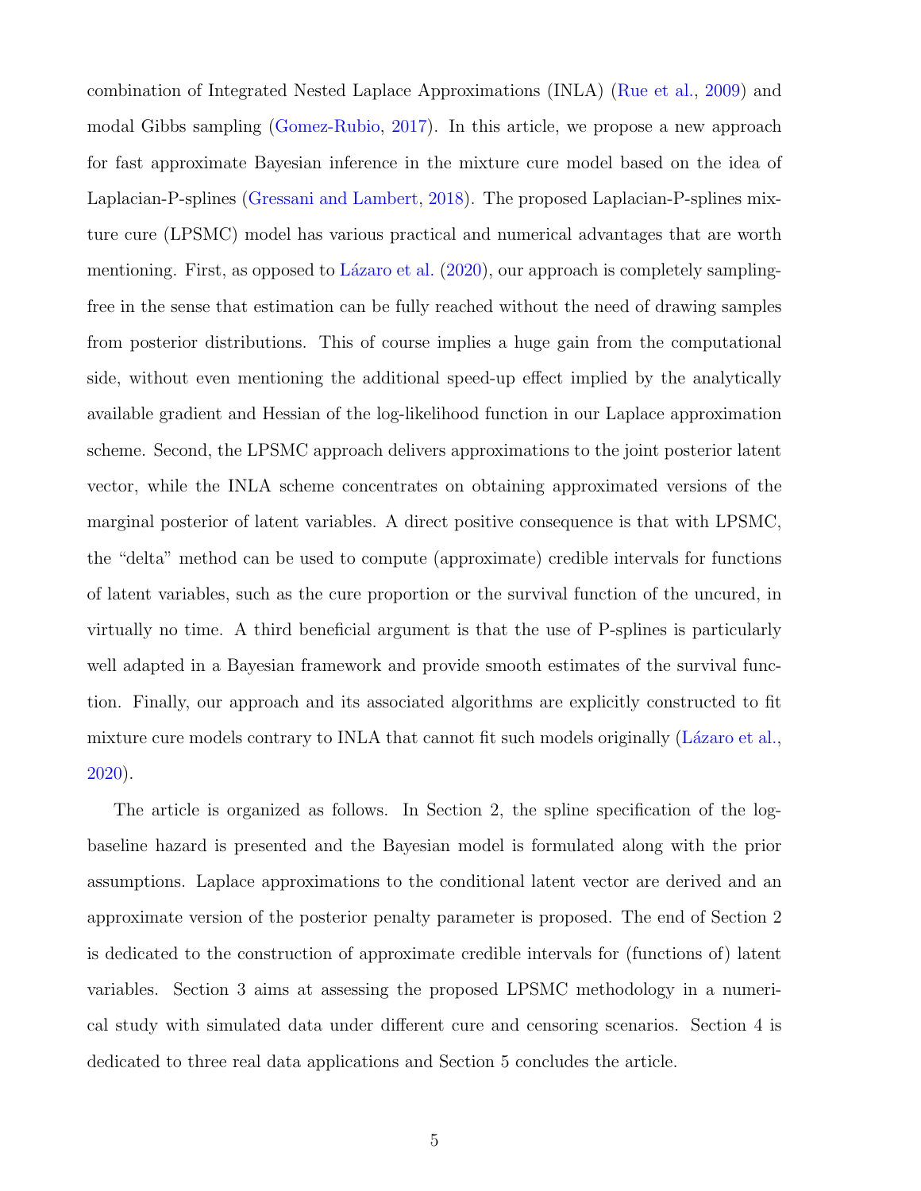combination of Integrated Nested Laplace Approximations (INLA) (Rue et al., 2009) and modal Gibbs sampling (Gomez-Rubio, 2017). In this article, we propose a new approach for fast approximate Bayesian inference in the mixture cure model based on the idea of Laplacian-P-splines (Gressani and Lambert, 2018). The proposed Laplacian-P-splines mixture cure (LPSMC) model has various practical and numerical advantages that are worth mentioning. First, as opposed to Lázaro et al. (2020), our approach is completely sampling-free in the sense that estimation can be fully reached without the need of drawing samples from posterior distributions. This of course implies a huge gain from the computational side, without even mentioning the additional speed-up effect implied by the analytically available gradient and Hessian of the log-likelihood function in our Laplace approximation scheme. Second, the LPSMC approach delivers approximations to the joint posterior latent vector, while the INLA scheme concentrates on obtaining approximated versions of the marginal posterior of latent variables. A direct positive consequence is that with LPSMC, the "delta" method can be used to compute (approximate) credible intervals for functions of latent variables, such as the cure proportion or the survival function of the uncured, in virtually no time. A third beneficial argument is that the use of P-splines is particularly well adapted in a Bayesian framework and provide smooth estimates of the survival function. Finally, our approach and its associated algorithms are explicitly constructed to fit mixture cure models contrary to INLA that cannot fit such models originally (Lázaro et al., 2020).

The article is organized as follows. In Section 2, the spline specification of the log-baseline hazard is presented and the Bayesian model is formulated along with the prior assumptions. Laplace approximations to the conditional latent vector are derived and an approximate version of the posterior penalty parameter is proposed. The end of Section 2 is dedicated to the construction of approximate credible intervals for (functions of) latent variables. Section 3 aims at assessing the proposed LPSMC methodology in a numerical study with simulated data under different cure and censoring scenarios. Section 4 is dedicated to three real data applications and Section 5 concludes the article.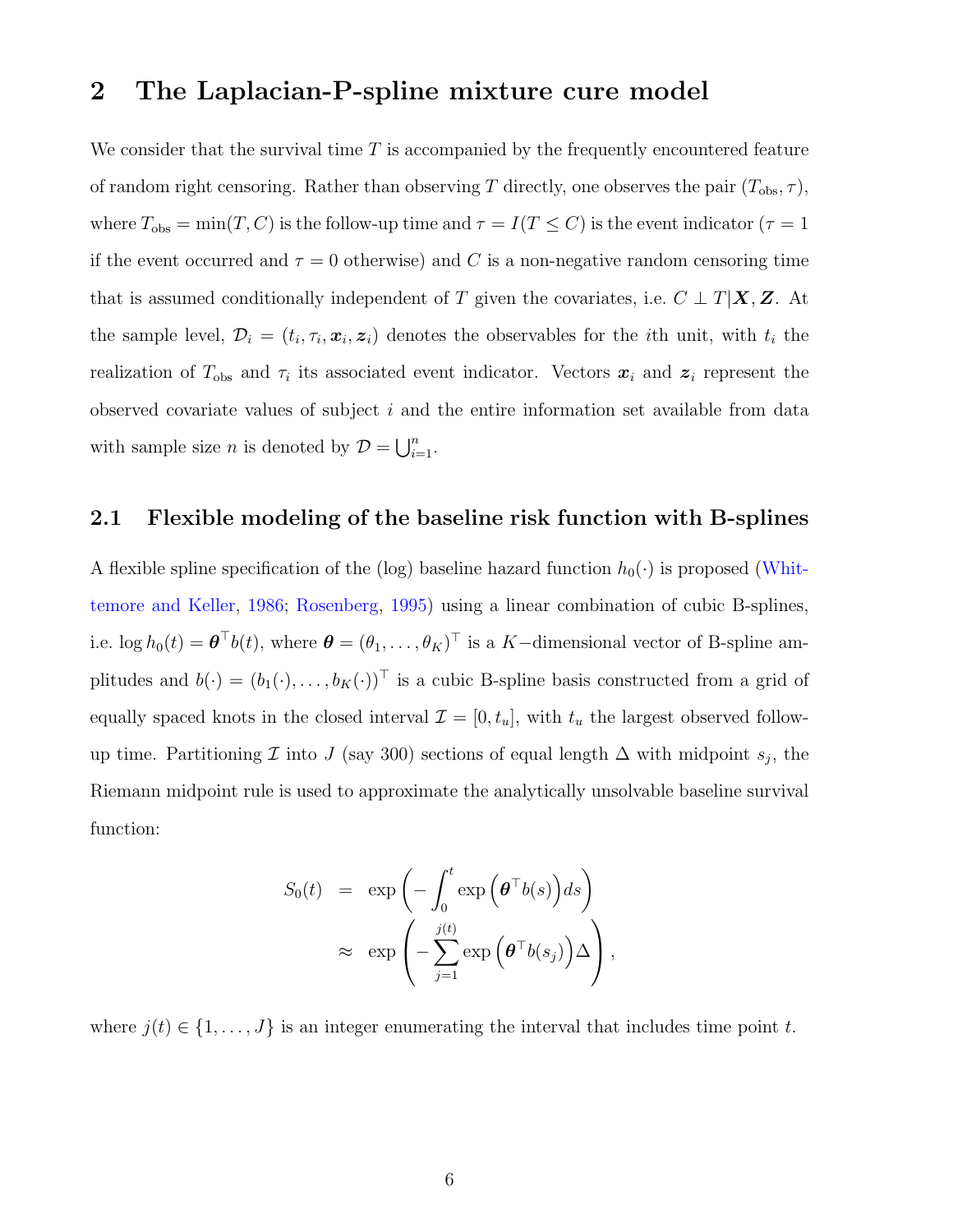# 2 The Laplacian-P-spline mixture cure model

We consider that the survival time $T$ is accompanied by the frequently encountered feature of random right censoring. Rather than observing $T$ directly, one observes the pair $(T_{\text{obs}}, \tau)$, where $T_{\text{obs}} = \min(T, C)$ is the follow-up time and $\tau = I(T \leq C)$ is the event indicator ($\tau = 1$ if the event occurred and $\tau = 0$ otherwise) and $C$ is a non-negative random censoring time that is assumed conditionally independent of $T$ given the covariates, i.e. $C \perp T | \boldsymbol{X}, \boldsymbol{Z}$. At the sample level, $\mathcal{D}_i = (t_i, \tau_i, \boldsymbol{x}_i, \boldsymbol{z}_i)$ denotes the observables for the $i$th unit, with $t_i$ the realization of $T_{\text{obs}}$ and $\tau_i$ its associated event indicator. Vectors $\boldsymbol{x}_i$ and $\boldsymbol{z}_i$ represent the observed covariate values of subject $i$ and the entire information set available from data with sample size $n$ is denoted by $\mathcal{D} = \bigcup_{i=1}^{n}$.

## 2.1 Flexible modeling of the baseline risk function with B-splines

A flexible spline specification of the (log) baseline hazard function $h_0(\cdot)$ is proposed (Whittemore and Keller, 1986; Rosenberg, 1995) using a linear combination of cubic B-splines, i.e. $\log h_0(t) = \boldsymbol{\theta}^\top b(t)$, where $\boldsymbol{\theta} = (\theta_1, \ldots, \theta_K)^\top$ is a $K-$dimensional vector of B-spline amplitudes and $b(\cdot) = (b_1(\cdot), \ldots, b_K(\cdot))^\top$ is a cubic B-spline basis constructed from a grid of equally spaced knots in the closed interval $\mathcal{I} = [0, t_u]$, with $t_u$ the largest observed follow-up time. Partitioning $\mathcal{I}$ into $J$ (say 300) sections of equal length $\Delta$ with midpoint $s_j$, the Riemann midpoint rule is used to approximate the analytically unsolvable baseline survival function:

$$
\begin{aligned}
S_0(t) &= \exp\left(-\int_0^t \exp\left(\boldsymbol{\theta}^\top b(s)\right) ds\right) \\
&\approx \exp\left(-\sum_{j=1}^{j(t)} \exp\left(\boldsymbol{\theta}^\top b(s_j)\right) \Delta\right),
\end{aligned}
$$

where $j(t) \in \{1, \ldots, J\}$ is an integer enumerating the interval that includes time point $t$.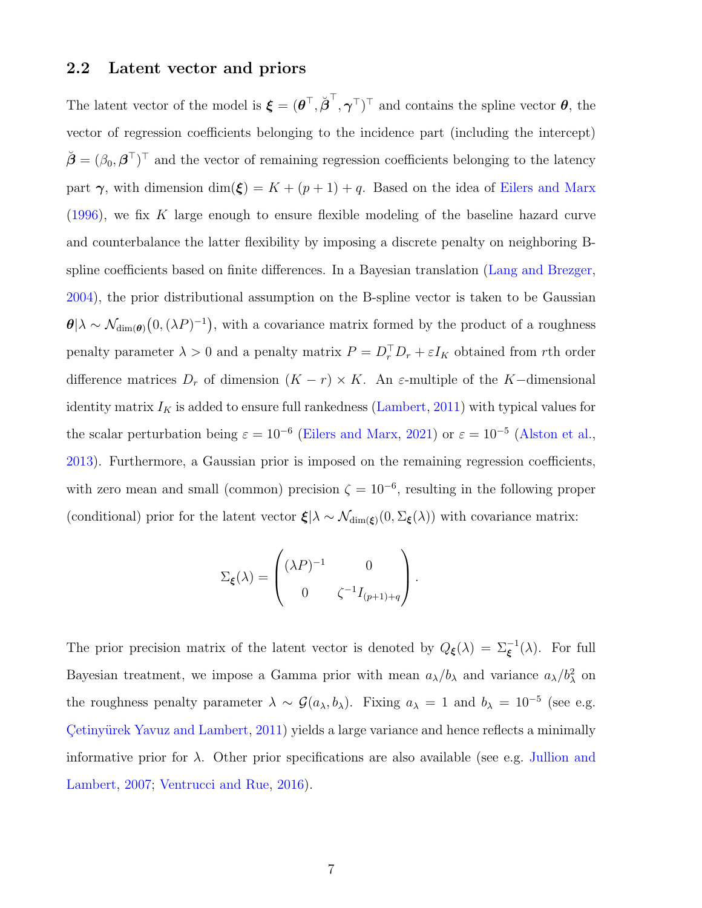## 2.2 Latent vector and priors

The latent vector of the model is $\boldsymbol{\xi} = (\boldsymbol{\theta}^\top, \breve{\boldsymbol{\beta}}^\top, \boldsymbol{\gamma}^\top)^\top$ and contains the spline vector $\boldsymbol{\theta}$, the vector of regression coefficients belonging to the incidence part (including the intercept) $\breve{\boldsymbol{\beta}} = (\beta_0, \boldsymbol{\beta}^\top)^\top$ and the vector of remaining regression coefficients belonging to the latency part $\boldsymbol{\gamma}$, with dimension $\dim(\boldsymbol{\xi}) = K + (p+1) + q$. Based on the idea of Eilers and Marx (1996), we fix $K$ large enough to ensure flexible modeling of the baseline hazard curve and counterbalance the latter flexibility by imposing a discrete penalty on neighboring B-spline coefficients based on finite differences. In a Bayesian translation (Lang and Brezger, 2004), the prior distributional assumption on the B-spline vector is taken to be Gaussian $\boldsymbol{\theta}|\lambda \sim \mathcal{N}_{\dim(\boldsymbol{\theta})}\big(0, (\lambda P)^{-1}\big)$, with a covariance matrix formed by the product of a roughness penalty parameter $\lambda > 0$ and a penalty matrix $P = D_r^\top D_r + \varepsilon I_K$ obtained from $r$th order difference matrices $D_r$ of dimension $(K-r) \times K$. An $\varepsilon$-multiple of the $K-$dimensional identity matrix $I_K$ is added to ensure full rankedness (Lambert, 2011) with typical values for the scalar perturbation being $\varepsilon = 10^{-6}$ (Eilers and Marx, 2021) or $\varepsilon = 10^{-5}$ (Alston et al., 2013). Furthermore, a Gaussian prior is imposed on the remaining regression coefficients, with zero mean and small (common) precision $\zeta = 10^{-6}$, resulting in the following proper (conditional) prior for the latent vector $\boldsymbol{\xi}|\lambda \sim \mathcal{N}_{\dim(\boldsymbol{\xi})}(0, \Sigma_{\boldsymbol{\xi}}(\lambda))$ with covariance matrix:

$$\Sigma_{\boldsymbol{\xi}}(\lambda) = \begin{pmatrix} (\lambda P)^{-1} & 0 \\ 0 & \zeta^{-1} I_{(p+1)+q} \end{pmatrix}.$$

The prior precision matrix of the latent vector is denoted by $Q_{\boldsymbol{\xi}}(\lambda) = \Sigma_{\boldsymbol{\xi}}^{-1}(\lambda)$. For full Bayesian treatment, we impose a Gamma prior with mean $a_\lambda/b_\lambda$ and variance $a_\lambda/b_\lambda^2$ on the roughness penalty parameter $\lambda \sim \mathcal{G}(a_\lambda, b_\lambda)$. Fixing $a_\lambda = 1$ and $b_\lambda = 10^{-5}$ (see e.g. Çetinyürek Yavuz and Lambert, 2011) yields a large variance and hence reflects a minimally informative prior for $\lambda$. Other prior specifications are also available (see e.g. Jullion and Lambert, 2007; Ventrucci and Rue, 2016).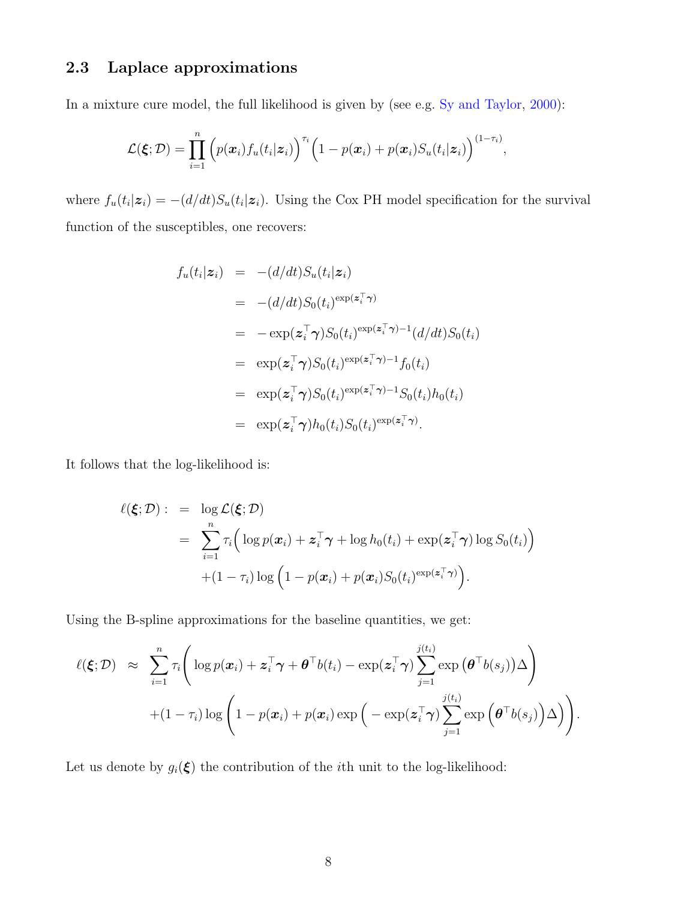## 2.3 Laplace approximations

In a mixture cure model, the full likelihood is given by (see e.g. Sy and Taylor, 2000):

$$\mathcal{L}(\boldsymbol{\xi};\mathcal{D}) = \prod_{i=1}^{n} \Big(p(\boldsymbol{x}_i) f_u(t_i|\boldsymbol{z}_i)\Big)^{\tau_i} \Big(1 - p(\boldsymbol{x}_i) + p(\boldsymbol{x}_i) S_u(t_i|\boldsymbol{z}_i)\Big)^{(1-\tau_i)},$$

where $f_u(t_i|\boldsymbol{z}_i) = -(d/dt)S_u(t_i|\boldsymbol{z}_i)$. Using the Cox PH model specification for the survival function of the susceptibles, one recovers:

$$\begin{aligned}
f_u(t_i|\boldsymbol{z}_i) &= -(d/dt)S_u(t_i|\boldsymbol{z}_i) \\
&= -(d/dt)S_0(t_i)^{\exp(\boldsymbol{z}_i^\top \boldsymbol{\gamma})} \\
&= -\exp(\boldsymbol{z}_i^\top \boldsymbol{\gamma}) S_0(t_i)^{\exp(\boldsymbol{z}_i^\top \boldsymbol{\gamma})-1} (d/dt) S_0(t_i) \\
&= \exp(\boldsymbol{z}_i^\top \boldsymbol{\gamma}) S_0(t_i)^{\exp(\boldsymbol{z}_i^\top \boldsymbol{\gamma})-1} f_0(t_i) \\
&= \exp(\boldsymbol{z}_i^\top \boldsymbol{\gamma}) S_0(t_i)^{\exp(\boldsymbol{z}_i^\top \boldsymbol{\gamma})-1} S_0(t_i) h_0(t_i) \\
&= \exp(\boldsymbol{z}_i^\top \boldsymbol{\gamma}) h_0(t_i) S_0(t_i)^{\exp(\boldsymbol{z}_i^\top \boldsymbol{\gamma})}.
\end{aligned}$$

It follows that the log-likelihood is:

$$\begin{aligned}
\ell(\boldsymbol{\xi};\mathcal{D}) : &= \log \mathcal{L}(\boldsymbol{\xi};\mathcal{D}) \\
&= \sum_{i=1}^{n} \tau_i \Big( \log p(\boldsymbol{x}_i) + \boldsymbol{z}_i^\top \boldsymbol{\gamma} + \log h_0(t_i) + \exp(\boldsymbol{z}_i^\top \boldsymbol{\gamma}) \log S_0(t_i) \Big) \\
&\quad + (1-\tau_i) \log \Big( 1 - p(\boldsymbol{x}_i) + p(\boldsymbol{x}_i) S_0(t_i)^{\exp(\boldsymbol{z}_i^\top \boldsymbol{\gamma})} \Big).
\end{aligned}$$

Using the B-spline approximations for the baseline quantities, we get:

$$\begin{aligned}
\ell(\boldsymbol{\xi};\mathcal{D}) &\approx \sum_{i=1}^{n} \tau_i \Bigg( \log p(\boldsymbol{x}_i) + \boldsymbol{z}_i^\top \boldsymbol{\gamma} + \boldsymbol{\theta}^\top b(t_i) - \exp(\boldsymbol{z}_i^\top \boldsymbol{\gamma}) \sum_{j=1}^{j(t_i)} \exp\big(\boldsymbol{\theta}^\top b(s_j)\big) \Delta \Bigg) \\
&\quad + (1-\tau_i) \log \Bigg( 1 - p(\boldsymbol{x}_i) + p(\boldsymbol{x}_i) \exp\Big( - \exp(\boldsymbol{z}_i^\top \boldsymbol{\gamma}) \sum_{j=1}^{j(t_i)} \exp\Big(\boldsymbol{\theta}^\top b(s_j)\Big) \Delta \Big) \Bigg).
\end{aligned}$$

Let us denote by $g_i(\boldsymbol{\xi})$ the contribution of the $i$th unit to the log-likelihood: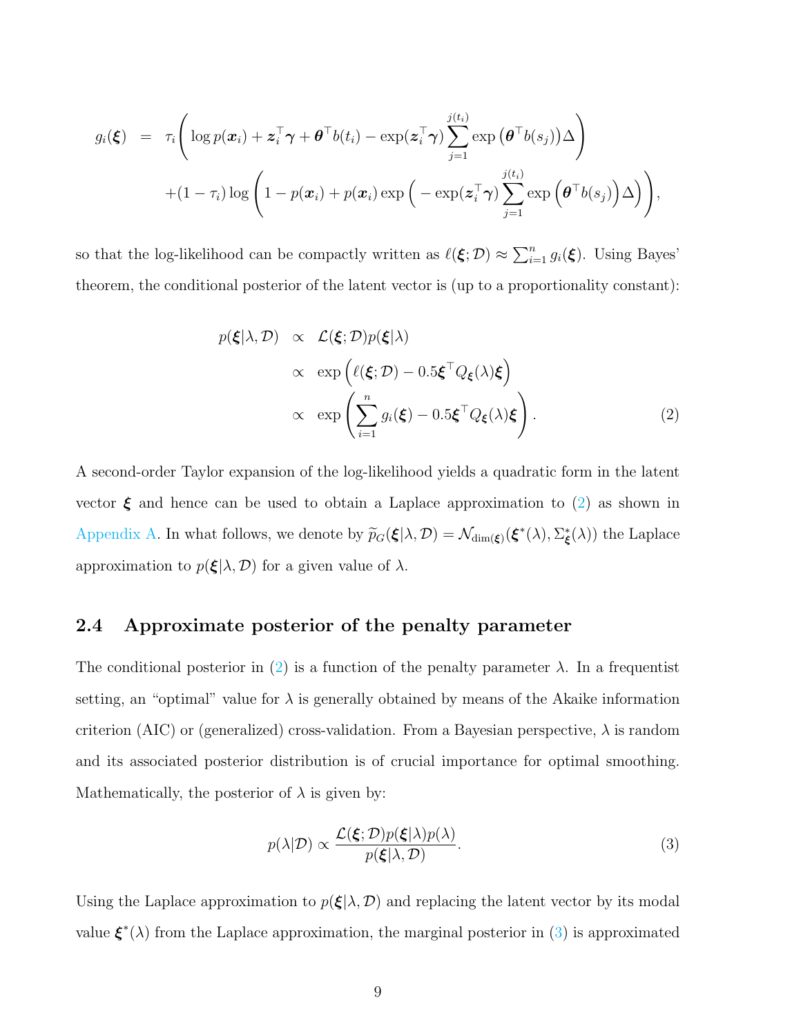$$
\begin{aligned}
g_i(\boldsymbol{\xi}) \;=\; & \tau_i\Bigg( \log p(\boldsymbol{x}_i) + \boldsymbol{z}_i^\top \boldsymbol{\gamma} + \boldsymbol{\theta}^\top b(t_i) - \exp(\boldsymbol{z}_i^\top \boldsymbol{\gamma}) \sum_{j=1}^{j(t_i)} \exp\left(\boldsymbol{\theta}^\top b(s_j)\right)\Delta \Bigg) \\
& + (1-\tau_i) \log\left( 1 - p(\boldsymbol{x}_i) + p(\boldsymbol{x}_i) \exp\Big( - \exp(\boldsymbol{z}_i^\top \boldsymbol{\gamma}) \sum_{j=1}^{j(t_i)} \exp\Big(\boldsymbol{\theta}^\top b(s_j)\Big)\Delta \Big) \right),
\end{aligned}
$$

so that the log-likelihood can be compactly written as $\ell(\boldsymbol{\xi}; \mathcal{D}) \approx \sum_{i=1}^n g_i(\boldsymbol{\xi})$. Using Bayes' theorem, the conditional posterior of the latent vector is (up to a proportionality constant):

$$
\begin{aligned}
p(\boldsymbol{\xi}|\lambda, \mathcal{D}) \;&\propto\; \mathcal{L}(\boldsymbol{\xi}; \mathcal{D}) p(\boldsymbol{\xi}|\lambda) \\
&\propto\; \exp\Big( \ell(\boldsymbol{\xi}; \mathcal{D}) - 0.5 \boldsymbol{\xi}^\top Q_{\boldsymbol{\xi}}(\lambda) \boldsymbol{\xi} \Big) \\
&\propto\; \exp\left( \sum_{i=1}^n g_i(\boldsymbol{\xi}) - 0.5 \boldsymbol{\xi}^\top Q_{\boldsymbol{\xi}}(\lambda) \boldsymbol{\xi} \right). \qquad (2)
\end{aligned}
$$

A second-order Taylor expansion of the log-likelihood yields a quadratic form in the latent vector $\boldsymbol{\xi}$ and hence can be used to obtain a Laplace approximation to (2) as shown in Appendix A. In what follows, we denote by $\widetilde{p}_G(\boldsymbol{\xi}|\lambda, \mathcal{D}) = \mathcal{N}_{\dim(\boldsymbol{\xi})}(\boldsymbol{\xi}^*(\lambda), \Sigma^*_{\boldsymbol{\xi}}(\lambda))$ the Laplace approximation to $p(\boldsymbol{\xi}|\lambda, \mathcal{D})$ for a given value of $\lambda$.

## 2.4 Approximate posterior of the penalty parameter

The conditional posterior in (2) is a function of the penalty parameter $\lambda$. In a frequentist setting, an "optimal" value for $\lambda$ is generally obtained by means of the Akaike information criterion (AIC) or (generalized) cross-validation. From a Bayesian perspective, $\lambda$ is random and its associated posterior distribution is of crucial importance for optimal smoothing. Mathematically, the posterior of $\lambda$ is given by:

$$
p(\lambda|\mathcal{D}) \propto \frac{\mathcal{L}(\boldsymbol{\xi}; \mathcal{D}) p(\boldsymbol{\xi}|\lambda) p(\lambda)}{p(\boldsymbol{\xi}|\lambda, \mathcal{D})}. \qquad (3)
$$

Using the Laplace approximation to $p(\boldsymbol{\xi}|\lambda, \mathcal{D})$ and replacing the latent vector by its modal value $\boldsymbol{\xi}^*(\lambda)$ from the Laplace approximation, the marginal posterior in (3) is approximated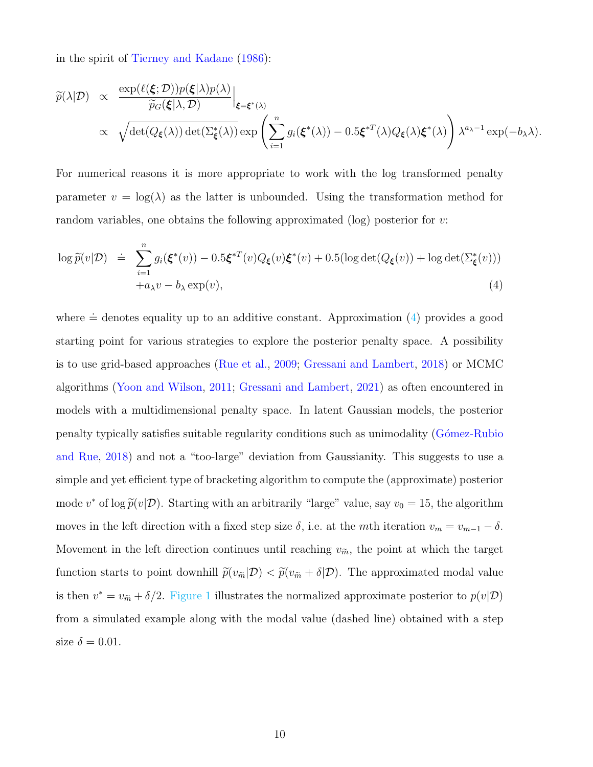in the spirit of Tierney and Kadane (1986):

$$
\begin{aligned}
\widetilde{p}(\lambda|\mathcal{D}) &\propto \left. \frac{\exp(\ell(\boldsymbol{\xi};\mathcal{D}))p(\boldsymbol{\xi}|\lambda)p(\lambda)}{\widetilde{p}_G(\boldsymbol{\xi}|\lambda,\mathcal{D})} \right|_{\boldsymbol{\xi}=\boldsymbol{\xi}^*(\lambda)} \\
&\propto \sqrt{\det(Q_{\boldsymbol{\xi}}(\lambda))\det(\Sigma^*_{\boldsymbol{\xi}}(\lambda))} \exp\left( \sum_{i=1}^n g_i(\boldsymbol{\xi}^*(\lambda)) - 0.5\boldsymbol{\xi}^{*T}(\lambda)Q_{\boldsymbol{\xi}}(\lambda)\boldsymbol{\xi}^*(\lambda) \right) \lambda^{a_\lambda - 1}\exp(-b_\lambda \lambda).
\end{aligned}
$$

For numerical reasons it is more appropriate to work with the log transformed penalty parameter $v = \log(\lambda)$ as the latter is unbounded. Using the transformation method for random variables, one obtains the following approximated (log) posterior for $v$:

$$
\begin{aligned}
\log \widetilde{p}(v|\mathcal{D}) &\doteq \sum_{i=1}^n g_i(\boldsymbol{\xi}^*(v)) - 0.5\boldsymbol{\xi}^{*T}(v)Q_{\boldsymbol{\xi}}(v)\boldsymbol{\xi}^*(v) + 0.5(\log\det(Q_{\boldsymbol{\xi}}(v)) + \log\det(\Sigma^*_{\boldsymbol{\xi}}(v))) \\
&\quad + a_\lambda v - b_\lambda \exp(v), \qquad (4)
\end{aligned}
$$

where $\doteq$ denotes equality up to an additive constant. Approximation (4) provides a good starting point for various strategies to explore the posterior penalty space. A possibility is to use grid-based approaches (Rue et al., 2009; Gressani and Lambert, 2018) or MCMC algorithms (Yoon and Wilson, 2011; Gressani and Lambert, 2021) as often encountered in models with a multidimensional penalty space. In latent Gaussian models, the posterior penalty typically satisfies suitable regularity conditions such as unimodality (Gómez-Rubio and Rue, 2018) and not a "too-large" deviation from Gaussianity. This suggests to use a simple and yet efficient type of bracketing algorithm to compute the (approximate) posterior mode $v^*$ of $\log \widetilde{p}(v|\mathcal{D})$. Starting with an arbitrarily "large" value, say $v_0 = 15$, the algorithm moves in the left direction with a fixed step size $\delta$, i.e. at the $m$th iteration $v_m = v_{m-1} - \delta$. Movement in the left direction continues until reaching $v_{\widetilde{m}}$, the point at which the target function starts to point downhill $\widetilde{p}(v_{\widetilde{m}}|\mathcal{D}) < \widetilde{p}(v_{\widetilde{m}} + \delta|\mathcal{D})$. The approximated modal value is then $v^* = v_{\widetilde{m}} + \delta/2$. Figure 1 illustrates the normalized approximate posterior to $p(v|\mathcal{D})$ from a simulated example along with the modal value (dashed line) obtained with a step size $\delta = 0.01$.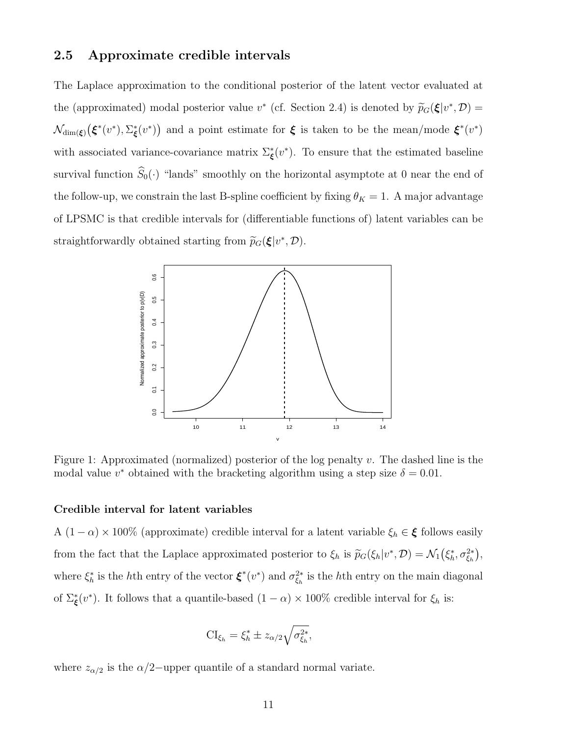## 2.5 Approximate credible intervals

The Laplace approximation to the conditional posterior of the latent vector evaluated at the (approximated) modal posterior value $v^*$ (cf. Section 2.4) is denoted by $\widetilde{p}_G(\boldsymbol{\xi}|v^*, \mathcal{D}) = \mathcal{N}_{\dim(\boldsymbol{\xi})}\big(\boldsymbol{\xi}^*(v^*), \Sigma^*_{\boldsymbol{\xi}}(v^*)\big)$ and a point estimate for $\boldsymbol{\xi}$ is taken to be the mean/mode $\boldsymbol{\xi}^*(v^*)$ with associated variance-covariance matrix $\Sigma^*_{\boldsymbol{\xi}}(v^*)$. To ensure that the estimated baseline survival function $\widehat{S}_0(\cdot)$ "lands" smoothly on the horizontal asymptote at 0 near the end of the follow-up, we constrain the last B-spline coefficient by fixing $\theta_K = 1$. A major advantage of LPSMC is that credible intervals for (differentiable functions of) latent variables can be straightforwardly obtained starting from $\widetilde{p}_G(\boldsymbol{\xi}|v^*, \mathcal{D})$.

Figure 1: Approximated (normalized) posterior of the log penalty $v$. The dashed line is the modal value $v^*$ obtained with the bracketing algorithm using a step size $\delta = 0.01$.

**Credible interval for latent variables**

A $(1-\alpha) \times 100\%$ (approximate) credible interval for a latent variable $\xi_h \in \boldsymbol{\xi}$ follows easily from the fact that the Laplace approximated posterior to $\xi_h$ is $\widetilde{p}_G(\xi_h|v^*, \mathcal{D}) = \mathcal{N}_1\big(\xi_h^*, \sigma^{2*}_{\xi_h}\big)$, where $\xi_h^*$ is the $h$th entry of the vector $\boldsymbol{\xi}^*(v^*)$ and $\sigma^{2*}_{\xi_h}$ is the $h$th entry on the main diagonal of $\Sigma^*_{\boldsymbol{\xi}}(v^*)$. It follows that a quantile-based $(1-\alpha) \times 100\%$ credible interval for $\xi_h$ is:

$$\mathrm{CI}_{\xi_h} = \xi_h^* \pm z_{\alpha/2}\sqrt{\sigma^{2*}_{\xi_h}},$$

where $z_{\alpha/2}$ is the $\alpha/2-$upper quantile of a standard normal variate.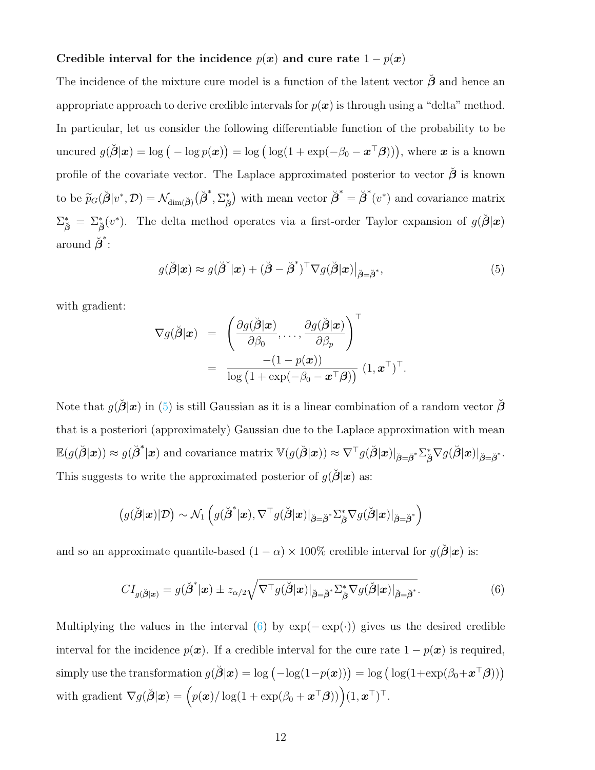**Credible interval for the incidence $p(\boldsymbol{x})$ and cure rate $1-p(\boldsymbol{x})$**

The incidence of the mixture cure model is a function of the latent vector $\breve{\boldsymbol{\beta}}$ and hence an appropriate approach to derive credible intervals for $p(\boldsymbol{x})$ is through using a "delta" method. In particular, let us consider the following differentiable function of the probability to be uncured $g(\breve{\boldsymbol{\beta}}|\boldsymbol{x}) = \log\big(-\log p(\boldsymbol{x})\big) = \log\big(\log(1+\exp(-\beta_0 - \boldsymbol{x}^\top\boldsymbol{\beta}))\big)$, where $\boldsymbol{x}$ is a known profile of the covariate vector. The Laplace approximated posterior to vector $\breve{\boldsymbol{\beta}}$ is known to be $\widetilde{p}_G(\breve{\boldsymbol{\beta}}|v^*, \mathcal{D}) = \mathcal{N}_{\dim(\breve{\boldsymbol{\beta}})}\big(\breve{\boldsymbol{\beta}}^*, \Sigma^*_{\breve{\boldsymbol{\beta}}}\big)$ with mean vector $\breve{\boldsymbol{\beta}}^* = \breve{\boldsymbol{\beta}}^*(v^*)$ and covariance matrix $\Sigma^*_{\breve{\boldsymbol{\beta}}} = \Sigma^*_{\breve{\boldsymbol{\beta}}}(v^*)$. The delta method operates via a first-order Taylor expansion of $g(\breve{\boldsymbol{\beta}}|\boldsymbol{x})$ around $\breve{\boldsymbol{\beta}}^*$:

$$g(\breve{\boldsymbol{\beta}}|\boldsymbol{x}) \approx g(\breve{\boldsymbol{\beta}}^*|\boldsymbol{x}) + (\breve{\boldsymbol{\beta}} - \breve{\boldsymbol{\beta}}^*)^\top \nabla g(\breve{\boldsymbol{\beta}}|\boldsymbol{x})\big|_{\breve{\boldsymbol{\beta}}=\breve{\boldsymbol{\beta}}^*}, \tag{5}$$

with gradient:

$$\begin{aligned}
\nabla g(\breve{\boldsymbol{\beta}}|\boldsymbol{x}) &= \left(\frac{\partial g(\breve{\boldsymbol{\beta}}|\boldsymbol{x})}{\partial \beta_0}, \ldots, \frac{\partial g(\breve{\boldsymbol{\beta}}|\boldsymbol{x})}{\partial \beta_p}\right)^\top \\
&= \frac{-(1-p(\boldsymbol{x}))}{\log\big(1+\exp(-\beta_0 - \boldsymbol{x}^\top\boldsymbol{\beta})\big)}\ (1, \boldsymbol{x}^\top)^\top.
\end{aligned}$$

Note that $g(\breve{\boldsymbol{\beta}}|\boldsymbol{x})$ in (5) is still Gaussian as it is a linear combination of a random vector $\breve{\boldsymbol{\beta}}$ that is a posteriori (approximately) Gaussian due to the Laplace approximation with mean $\mathbb{E}(g(\breve{\boldsymbol{\beta}}|\boldsymbol{x})) \approx g(\breve{\boldsymbol{\beta}}^*|\boldsymbol{x})$ and covariance matrix $\mathbb{V}(g(\breve{\boldsymbol{\beta}}|\boldsymbol{x})) \approx \nabla^\top g(\breve{\boldsymbol{\beta}}|\boldsymbol{x})|_{\breve{\boldsymbol{\beta}}=\breve{\boldsymbol{\beta}}^*} \Sigma^*_{\breve{\boldsymbol{\beta}}} \nabla g(\breve{\boldsymbol{\beta}}|\boldsymbol{x})|_{\breve{\boldsymbol{\beta}}=\breve{\boldsymbol{\beta}}^*}$. This suggests to write the approximated posterior of $g(\breve{\boldsymbol{\beta}}|\boldsymbol{x})$ as:

$$\big(g(\breve{\boldsymbol{\beta}}|\boldsymbol{x})|\mathcal{D}\big) \sim \mathcal{N}_1\left(g(\breve{\boldsymbol{\beta}}^*|\boldsymbol{x}), \nabla^\top g(\breve{\boldsymbol{\beta}}|\boldsymbol{x})|_{\breve{\boldsymbol{\beta}}=\breve{\boldsymbol{\beta}}^*} \Sigma^*_{\breve{\boldsymbol{\beta}}} \nabla g(\breve{\boldsymbol{\beta}}|\boldsymbol{x})|_{\breve{\boldsymbol{\beta}}=\breve{\boldsymbol{\beta}}^*}\right)$$

and so an approximate quantile-based $(1-\alpha)\times 100\%$ credible interval for $g(\breve{\boldsymbol{\beta}}|\boldsymbol{x})$ is:

$$CI_{g(\breve{\boldsymbol{\beta}}|\boldsymbol{x})} = g(\breve{\boldsymbol{\beta}}^*|\boldsymbol{x}) \pm z_{\alpha/2}\sqrt{\nabla^\top g(\breve{\boldsymbol{\beta}}|\boldsymbol{x})|_{\breve{\boldsymbol{\beta}}=\breve{\boldsymbol{\beta}}^*} \Sigma^*_{\breve{\boldsymbol{\beta}}} \nabla g(\breve{\boldsymbol{\beta}}|\boldsymbol{x})|_{\breve{\boldsymbol{\beta}}=\breve{\boldsymbol{\beta}}^*}}. \tag{6}$$

Multiplying the values in the interval (6) by $\exp(-\exp(\cdot))$ gives us the desired credible interval for the incidence $p(\boldsymbol{x})$. If a credible interval for the cure rate $1-p(\boldsymbol{x})$ is required, simply use the transformation $g(\breve{\boldsymbol{\beta}}|\boldsymbol{x}) = \log\big(-\log(1-p(\boldsymbol{x}))\big) = \log\big(\log(1+\exp(\beta_0 + \boldsymbol{x}^\top\boldsymbol{\beta}))\big)$ with gradient $\nabla g(\breve{\boldsymbol{\beta}}|\boldsymbol{x}) = \Big(p(\boldsymbol{x})/\log(1+\exp(\beta_0 + \boldsymbol{x}^\top\boldsymbol{\beta}))\Big)(1, \boldsymbol{x}^\top)^\top$.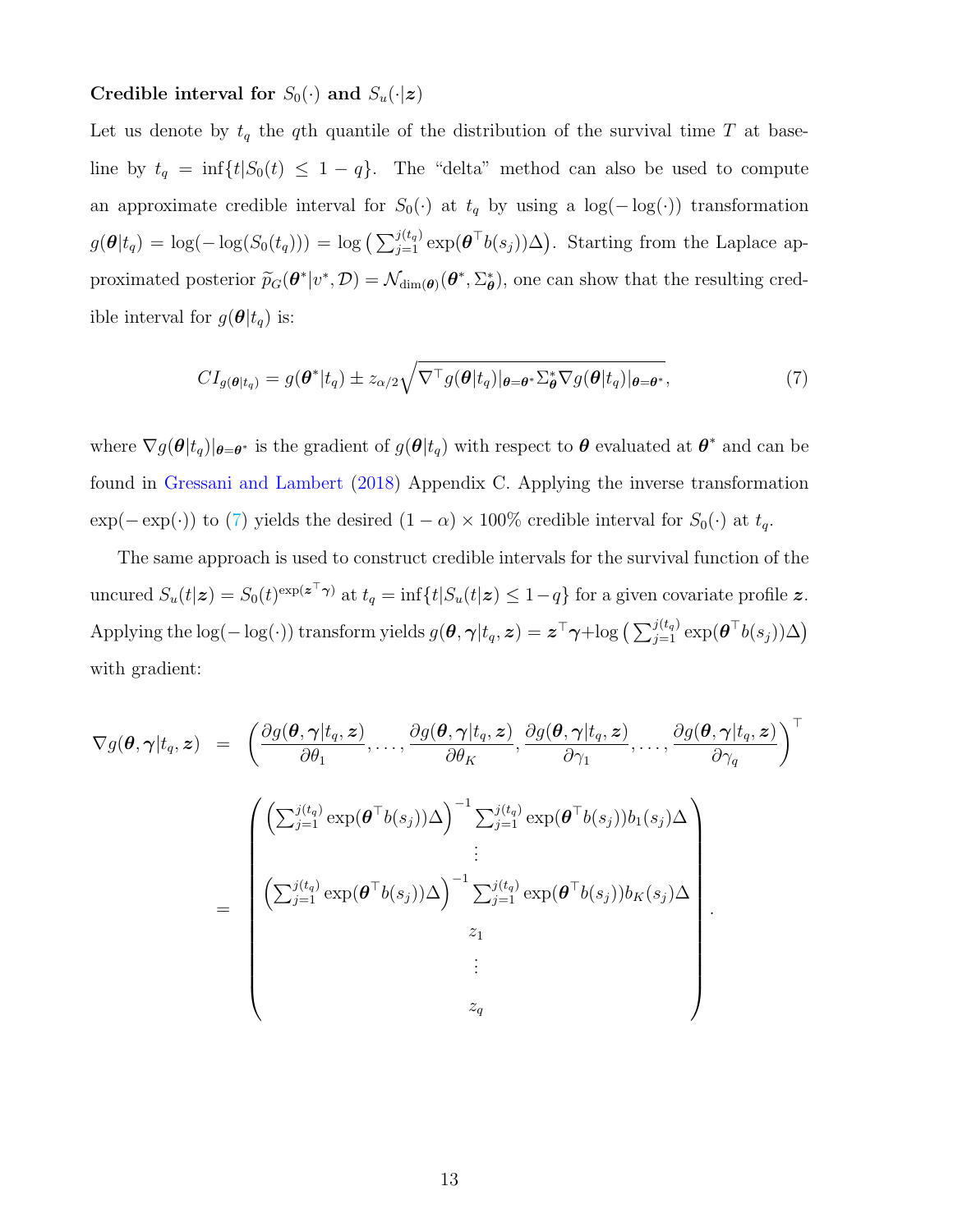**Credible interval for $S_0(\cdot)$ and $S_u(\cdot|\boldsymbol{z})$**

Let us denote by $t_q$ the $q$th quantile of the distribution of the survival time $T$ at baseline by $t_q = \inf\{t|S_0(t) \leq 1-q\}$. The "delta" method can also be used to compute an approximate credible interval for $S_0(\cdot)$ at $t_q$ by using a $\log(-\log(\cdot))$ transformation $g(\boldsymbol{\theta}|t_q) = \log(-\log(S_0(t_q))) = \log\big(\sum_{j=1}^{j(t_q)} \exp(\boldsymbol{\theta}^\top b(s_j))\Delta\big)$. Starting from the Laplace approximated posterior $\widetilde{p}_G(\boldsymbol{\theta}^*|v^*, \mathcal{D}) = \mathcal{N}_{\dim(\boldsymbol{\theta})}(\boldsymbol{\theta}^*, \Sigma^*_{\boldsymbol{\theta}})$, one can show that the resulting credible interval for $g(\boldsymbol{\theta}|t_q)$ is:

$$CI_{g(\boldsymbol{\theta}|t_q)} = g(\boldsymbol{\theta}^*|t_q) \pm z_{\alpha/2}\sqrt{\nabla^\top g(\boldsymbol{\theta}|t_q)|_{\boldsymbol{\theta}=\boldsymbol{\theta}^*}\Sigma^*_{\boldsymbol{\theta}}\nabla g(\boldsymbol{\theta}|t_q)|_{\boldsymbol{\theta}=\boldsymbol{\theta}^*}}, \tag{7}$$

where $\nabla g(\boldsymbol{\theta}|t_q)|_{\boldsymbol{\theta}=\boldsymbol{\theta}^*}$ is the gradient of $g(\boldsymbol{\theta}|t_q)$ with respect to $\boldsymbol{\theta}$ evaluated at $\boldsymbol{\theta}^*$ and can be found in Gressani and Lambert (2018) Appendix C. Applying the inverse transformation $\exp(-\exp(\cdot))$ to (7) yields the desired $(1-\alpha)\times 100\%$ credible interval for $S_0(\cdot)$ at $t_q$.

The same approach is used to construct credible intervals for the survival function of the uncured $S_u(t|\boldsymbol{z}) = S_0(t)^{\exp(\boldsymbol{z}^\top\boldsymbol{\gamma})}$ at $t_q = \inf\{t|S_u(t|\boldsymbol{z}) \leq 1-q\}$ for a given covariate profile $\boldsymbol{z}$. Applying the $\log(-\log(\cdot))$ transform yields $g(\boldsymbol{\theta},\boldsymbol{\gamma}|t_q,\boldsymbol{z}) = \boldsymbol{z}^\top\boldsymbol{\gamma} + \log\big(\sum_{j=1}^{j(t_q)} \exp(\boldsymbol{\theta}^\top b(s_j))\Delta\big)$ with gradient:

$$\begin{aligned}
\nabla g(\boldsymbol{\theta},\boldsymbol{\gamma}|t_q,\boldsymbol{z}) &= \left(\frac{\partial g(\boldsymbol{\theta},\boldsymbol{\gamma}|t_q,\boldsymbol{z})}{\partial\theta_1},\ldots,\frac{\partial g(\boldsymbol{\theta},\boldsymbol{\gamma}|t_q,\boldsymbol{z})}{\partial\theta_K},\frac{\partial g(\boldsymbol{\theta},\boldsymbol{\gamma}|t_q,\boldsymbol{z})}{\partial\gamma_1},\ldots,\frac{\partial g(\boldsymbol{\theta},\boldsymbol{\gamma}|t_q,\boldsymbol{z})}{\partial\gamma_q}\right)^\top \\
&= \begin{pmatrix}
\left(\sum_{j=1}^{j(t_q)} \exp(\boldsymbol{\theta}^\top b(s_j))\Delta\right)^{-1} \sum_{j=1}^{j(t_q)} \exp(\boldsymbol{\theta}^\top b(s_j)) b_1(s_j)\Delta \\
\vdots \\
\left(\sum_{j=1}^{j(t_q)} \exp(\boldsymbol{\theta}^\top b(s_j))\Delta\right)^{-1} \sum_{j=1}^{j(t_q)} \exp(\boldsymbol{\theta}^\top b(s_j)) b_K(s_j)\Delta \\
z_1 \\
\vdots \\
z_q
\end{pmatrix}.
\end{aligned}$$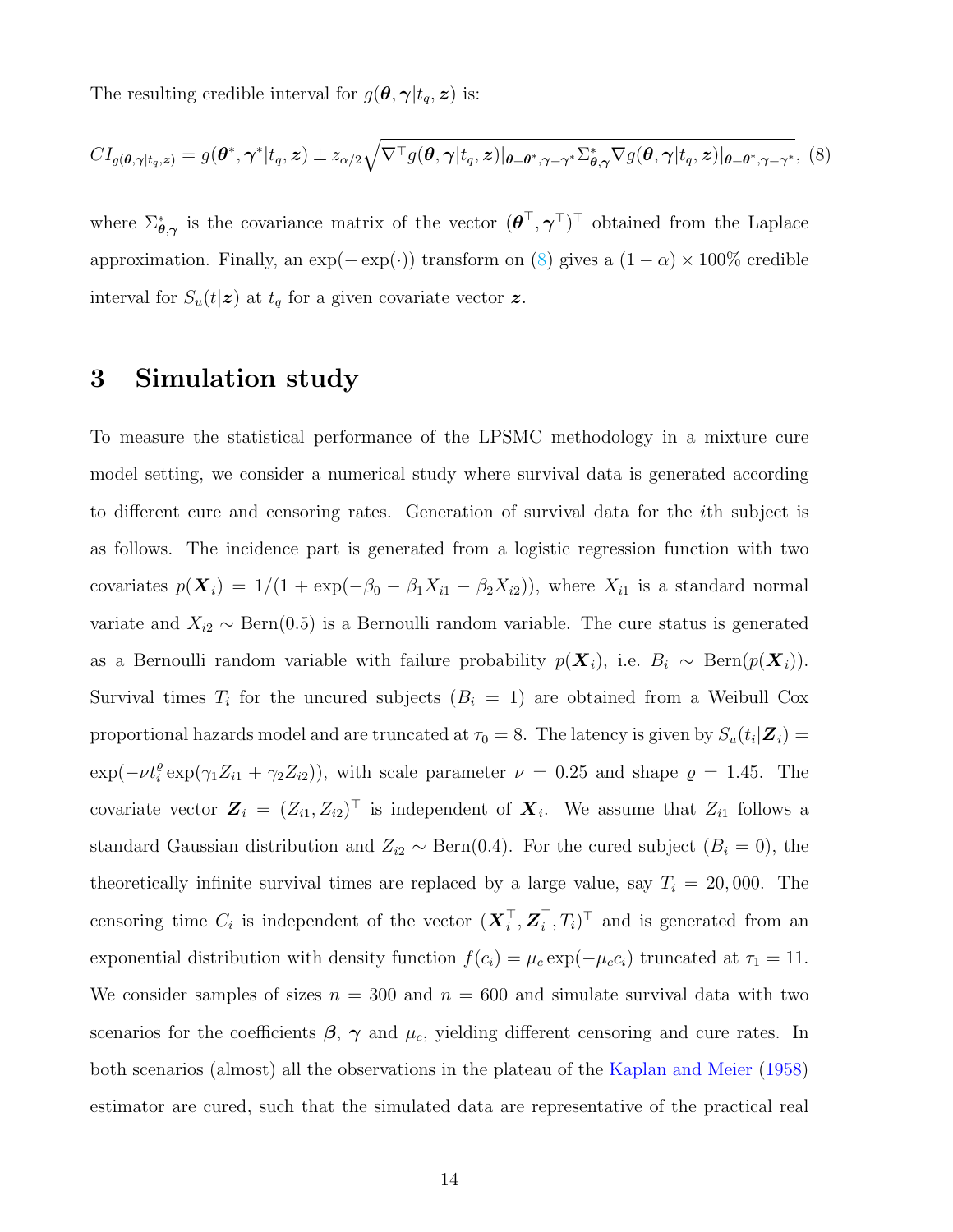The resulting credible interval for $g(\boldsymbol{\theta}, \boldsymbol{\gamma}|t_q, \boldsymbol{z})$ is:

$$CI_{g(\boldsymbol{\theta},\boldsymbol{\gamma}|t_q,\boldsymbol{z})} = g(\boldsymbol{\theta}^*, \boldsymbol{\gamma}^*|t_q, \boldsymbol{z}) \pm z_{\alpha/2}\sqrt{\nabla^\top g(\boldsymbol{\theta}, \boldsymbol{\gamma}|t_q, \boldsymbol{z})|_{\boldsymbol{\theta}=\boldsymbol{\theta}^*,\boldsymbol{\gamma}=\boldsymbol{\gamma}^*}\Sigma^*_{\boldsymbol{\theta},\boldsymbol{\gamma}}\nabla g(\boldsymbol{\theta}, \boldsymbol{\gamma}|t_q, \boldsymbol{z})|_{\boldsymbol{\theta}=\boldsymbol{\theta}^*,\boldsymbol{\gamma}=\boldsymbol{\gamma}^*}}, \quad (8)$$

where $\Sigma^*_{\boldsymbol{\theta},\boldsymbol{\gamma}}$ is the covariance matrix of the vector $(\boldsymbol{\theta}^\top, \boldsymbol{\gamma}^\top)^\top$ obtained from the Laplace approximation. Finally, an $\exp(-\exp(\cdot))$ transform on (8) gives a $(1-\alpha) \times 100\%$ credible interval for $S_u(t|\boldsymbol{z})$ at $t_q$ for a given covariate vector $\boldsymbol{z}$.

# 3 Simulation study

To measure the statistical performance of the LPSMC methodology in a mixture cure model setting, we consider a numerical study where survival data is generated according to different cure and censoring rates. Generation of survival data for the $i$th subject is as follows. The incidence part is generated from a logistic regression function with two covariates $p(\boldsymbol{X}_i) = 1/(1 + \exp(-\beta_0 - \beta_1 X_{i1} - \beta_2 X_{i2}))$, where $X_{i1}$ is a standard normal variate and $X_{i2} \sim \text{Bern}(0.5)$ is a Bernoulli random variable. The cure status is generated as a Bernoulli random variable with failure probability $p(\boldsymbol{X}_i)$, i.e. $B_i \sim \text{Bern}(p(\boldsymbol{X}_i))$. Survival times $T_i$ for the uncured subjects ($B_i = 1$) are obtained from a Weibull Cox proportional hazards model and are truncated at $\tau_0 = 8$. The latency is given by $S_u(t_i|\boldsymbol{Z}_i) = \exp(-\nu t_i^{\varrho} \exp(\gamma_1 Z_{i1} + \gamma_2 Z_{i2}))$, with scale parameter $\nu = 0.25$ and shape $\varrho = 1.45$. The covariate vector $\boldsymbol{Z}_i = (Z_{i1}, Z_{i2})^\top$ is independent of $\boldsymbol{X}_i$. We assume that $Z_{i1}$ follows a standard Gaussian distribution and $Z_{i2} \sim \text{Bern}(0.4)$. For the cured subject ($B_i = 0$), the theoretically infinite survival times are replaced by a large value, say $T_i = 20{,}000$. The censoring time $C_i$ is independent of the vector $(\boldsymbol{X}_i^\top, \boldsymbol{Z}_i^\top, T_i)^\top$ and is generated from an exponential distribution with density function $f(c_i) = \mu_c \exp(-\mu_c c_i)$ truncated at $\tau_1 = 11$. We consider samples of sizes $n = 300$ and $n = 600$ and simulate survival data with two scenarios for the coefficients $\boldsymbol{\beta}$, $\boldsymbol{\gamma}$ and $\mu_c$, yielding different censoring and cure rates. In both scenarios (almost) all the observations in the plateau of the Kaplan and Meier (1958) estimator are cured, such that the simulated data are representative of the practical real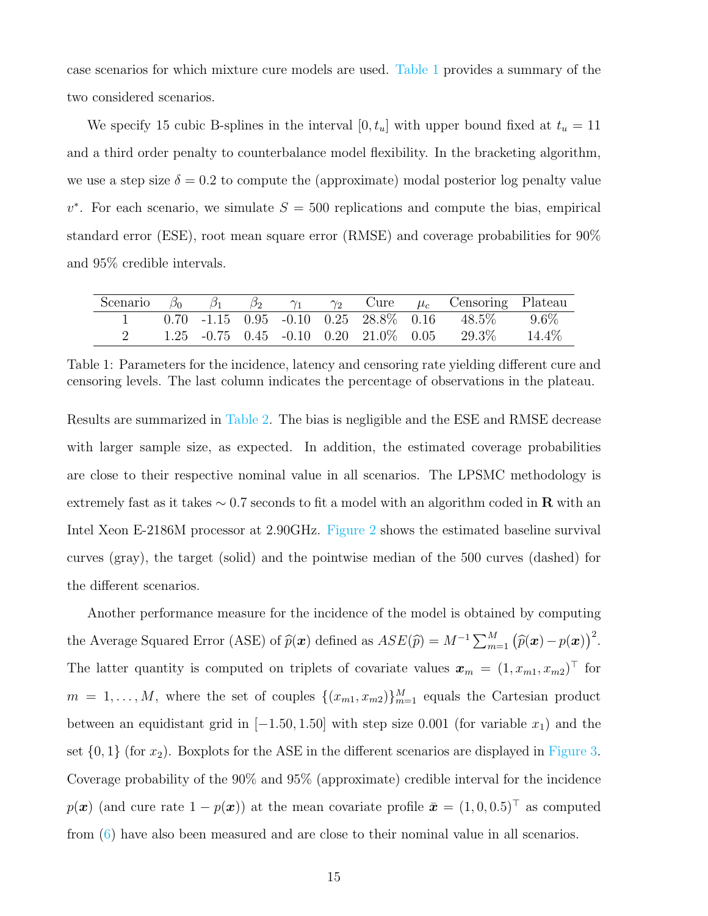case scenarios for which mixture cure models are used. Table 1 provides a summary of the two considered scenarios.

We specify 15 cubic B-splines in the interval $[0, t_u]$ with upper bound fixed at $t_u = 11$ and a third order penalty to counterbalance model flexibility. In the bracketing algorithm, we use a step size $\delta = 0.2$ to compute the (approximate) modal posterior log penalty value $v^*$. For each scenario, we simulate $S = 500$ replications and compute the bias, empirical standard error (ESE), root mean square error (RMSE) and coverage probabilities for 90% and 95% credible intervals.

| Scenario | $\beta_0$ | $\beta_1$ | $\beta_2$ | $\gamma_1$ | $\gamma_2$ | Cure | $\mu_c$ | Censoring | Plateau |
|---|---|---|---|---|---|---|---|---|---|
| 1 | 0.70 | -1.15 | 0.95 | -0.10 | 0.25 | 28.8% | 0.16 | 48.5% | 9.6% |
| 2 | 1.25 | -0.75 | 0.45 | -0.10 | 0.20 | 21.0% | 0.05 | 29.3% | 14.4% |

Table 1: Parameters for the incidence, latency and censoring rate yielding different cure and censoring levels. The last column indicates the percentage of observations in the plateau.

Results are summarized in Table 2. The bias is negligible and the ESE and RMSE decrease with larger sample size, as expected. In addition, the estimated coverage probabilities are close to their respective nominal value in all scenarios. The LPSMC methodology is extremely fast as it takes $\sim 0.7$ seconds to fit a model with an algorithm coded in **R** with an Intel Xeon E-2186M processor at 2.90GHz. Figure 2 shows the estimated baseline survival curves (gray), the target (solid) and the pointwise median of the 500 curves (dashed) for the different scenarios.

Another performance measure for the incidence of the model is obtained by computing the Average Squared Error (ASE) of $\widehat{p}(\boldsymbol{x})$ defined as $ASE(\widehat{p}) = M^{-1} \sum_{m=1}^{M} \left(\widehat{p}(\boldsymbol{x}) - p(\boldsymbol{x})\right)^2$. The latter quantity is computed on triplets of covariate values $\boldsymbol{x}_m = (1, x_{m1}, x_{m2})^\top$ for $m = 1, \ldots, M$, where the set of couples $\{(x_{m1}, x_{m2})\}_{m=1}^{M}$ equals the Cartesian product between an equidistant grid in $[-1.50, 1.50]$ with step size 0.001 (for variable $x_1$) and the set $\{0, 1\}$ (for $x_2$). Boxplots for the ASE in the different scenarios are displayed in Figure 3. Coverage probability of the 90% and 95% (approximate) credible interval for the incidence $p(\boldsymbol{x})$ (and cure rate $1 - p(\boldsymbol{x})$) at the mean covariate profile $\bar{\boldsymbol{x}} = (1, 0, 0.5)^\top$ as computed from (6) have also been measured and are close to their nominal value in all scenarios.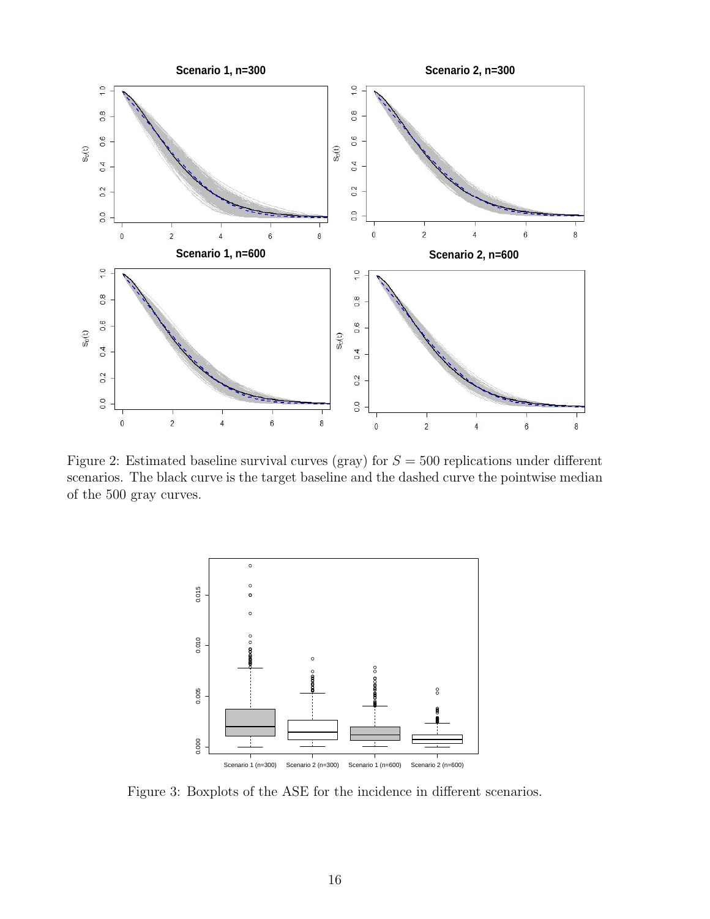Figure 2: Estimated baseline survival curves (gray) for $S = 500$ replications under different scenarios. The black curve is the target baseline and the dashed curve the pointwise median of the 500 gray curves.

Figure 3: Boxplots of the ASE for the incidence in different scenarios.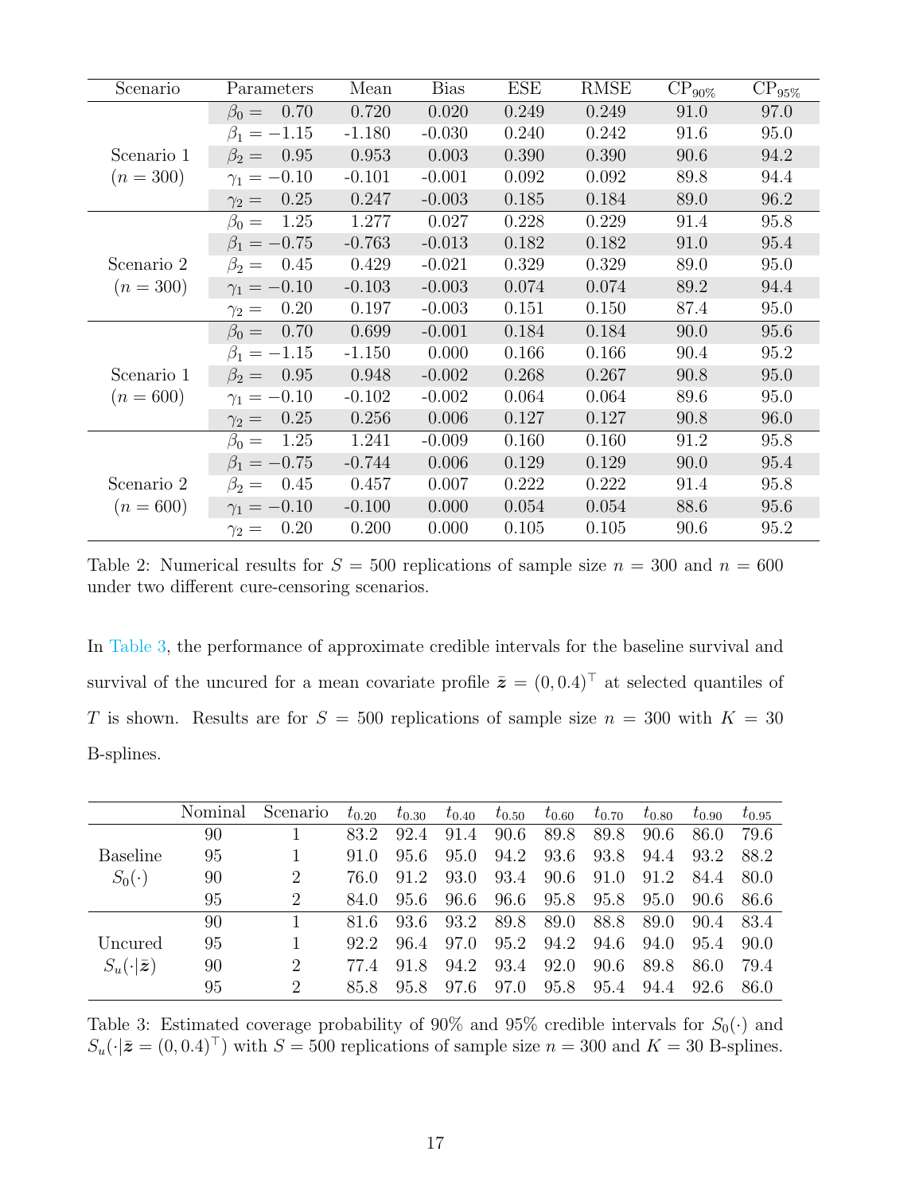| Scenario | Parameters | Mean | Bias | ESE | RMSE | $CP_{90\%}$ | $CP_{95\%}$ |
|---|---|---|---|---|---|---|---|
| Scenario 1 ($n = 300$) | $\beta_0 = \phantom{-}0.70$ | 0.720 | 0.020 | 0.249 | 0.249 | 91.0 | 97.0 |
| | $\beta_1 = -1.15$ | -1.180 | -0.030 | 0.240 | 0.242 | 91.6 | 95.0 |
| | $\beta_2 = \phantom{-}0.95$ | 0.953 | 0.003 | 0.390 | 0.390 | 90.6 | 94.2 |
| | $\gamma_1 = -0.10$ | -0.101 | -0.001 | 0.092 | 0.092 | 89.8 | 94.4 |
| | $\gamma_2 = \phantom{-}0.25$ | 0.247 | -0.003 | 0.185 | 0.184 | 89.0 | 96.2 |
| Scenario 2 ($n = 300$) | $\beta_0 = \phantom{-}1.25$ | 1.277 | 0.027 | 0.228 | 0.229 | 91.4 | 95.8 |
| | $\beta_1 = -0.75$ | -0.763 | -0.013 | 0.182 | 0.182 | 91.0 | 95.4 |
| | $\beta_2 = \phantom{-}0.45$ | 0.429 | -0.021 | 0.329 | 0.329 | 89.0 | 95.0 |
| | $\gamma_1 = -0.10$ | -0.103 | -0.003 | 0.074 | 0.074 | 89.2 | 94.4 |
| | $\gamma_2 = \phantom{-}0.20$ | 0.197 | -0.003 | 0.151 | 0.150 | 87.4 | 95.0 |
| Scenario 1 ($n = 600$) | $\beta_0 = \phantom{-}0.70$ | 0.699 | -0.001 | 0.184 | 0.184 | 90.0 | 95.6 |
| | $\beta_1 = -1.15$ | -1.150 | 0.000 | 0.166 | 0.166 | 90.4 | 95.2 |
| | $\beta_2 = \phantom{-}0.95$ | 0.948 | -0.002 | 0.268 | 0.267 | 90.8 | 95.0 |
| | $\gamma_1 = -0.10$ | -0.102 | -0.002 | 0.064 | 0.064 | 89.6 | 95.0 |
| | $\gamma_2 = \phantom{-}0.25$ | 0.256 | 0.006 | 0.127 | 0.127 | 90.8 | 96.0 |
| Scenario 2 ($n = 600$) | $\beta_0 = \phantom{-}1.25$ | 1.241 | -0.009 | 0.160 | 0.160 | 91.2 | 95.8 |
| | $\beta_1 = -0.75$ | -0.744 | 0.006 | 0.129 | 0.129 | 90.0 | 95.4 |
| | $\beta_2 = \phantom{-}0.45$ | 0.457 | 0.007 | 0.222 | 0.222 | 91.4 | 95.8 |
| | $\gamma_1 = -0.10$ | -0.100 | 0.000 | 0.054 | 0.054 | 88.6 | 95.6 |
| | $\gamma_2 = \phantom{-}0.20$ | 0.200 | 0.000 | 0.105 | 0.105 | 90.6 | 95.2 |

Table 2: Numerical results for $S = 500$ replications of sample size $n = 300$ and $n = 600$ under two different cure-censoring scenarios.

In Table 3, the performance of approximate credible intervals for the baseline survival and survival of the uncured for a mean covariate profile $\bar{\boldsymbol{z}} = (0, 0.4)^\top$ at selected quantiles of $T$ is shown. Results are for $S = 500$ replications of sample size $n = 300$ with $K = 30$ B-splines.

| | Nominal | Scenario | $t_{0.20}$ | $t_{0.30}$ | $t_{0.40}$ | $t_{0.50}$ | $t_{0.60}$ | $t_{0.70}$ | $t_{0.80}$ | $t_{0.90}$ | $t_{0.95}$ |
|---|---|---|---|---|---|---|---|---|---|---|---|
| Baseline $S_0(\cdot)$ | 90 | 1 | 83.2 | 92.4 | 91.4 | 90.6 | 89.8 | 89.8 | 90.6 | 86.0 | 79.6 |
| | 95 | 1 | 91.0 | 95.6 | 95.0 | 94.2 | 93.6 | 93.8 | 94.4 | 93.2 | 88.2 |
| | 90 | 2 | 76.0 | 91.2 | 93.0 | 93.4 | 90.6 | 91.0 | 91.2 | 84.4 | 80.0 |
| | 95 | 2 | 84.0 | 95.6 | 96.6 | 96.6 | 95.8 | 95.8 | 95.0 | 90.6 | 86.6 |
| Uncured $S_u(\cdot\vert\bar{\boldsymbol{z}})$ | 90 | 1 | 81.6 | 93.6 | 93.2 | 89.8 | 89.0 | 88.8 | 89.0 | 90.4 | 83.4 |
| | 95 | 1 | 92.2 | 96.4 | 97.0 | 95.2 | 94.2 | 94.6 | 94.0 | 95.4 | 90.0 |
| | 90 | 2 | 77.4 | 91.8 | 94.2 | 93.4 | 92.0 | 90.6 | 89.8 | 86.0 | 79.4 |
| | 95 | 2 | 85.8 | 95.8 | 97.6 | 97.0 | 95.8 | 95.4 | 94.4 | 92.6 | 86.0 |

Table 3: Estimated coverage probability of 90% and 95% credible intervals for $S_0(\cdot)$ and $S_u(\cdot|\bar{\boldsymbol{z}} = (0, 0.4)^\top)$ with $S = 500$ replications of sample size $n = 300$ and $K = 30$ B-splines.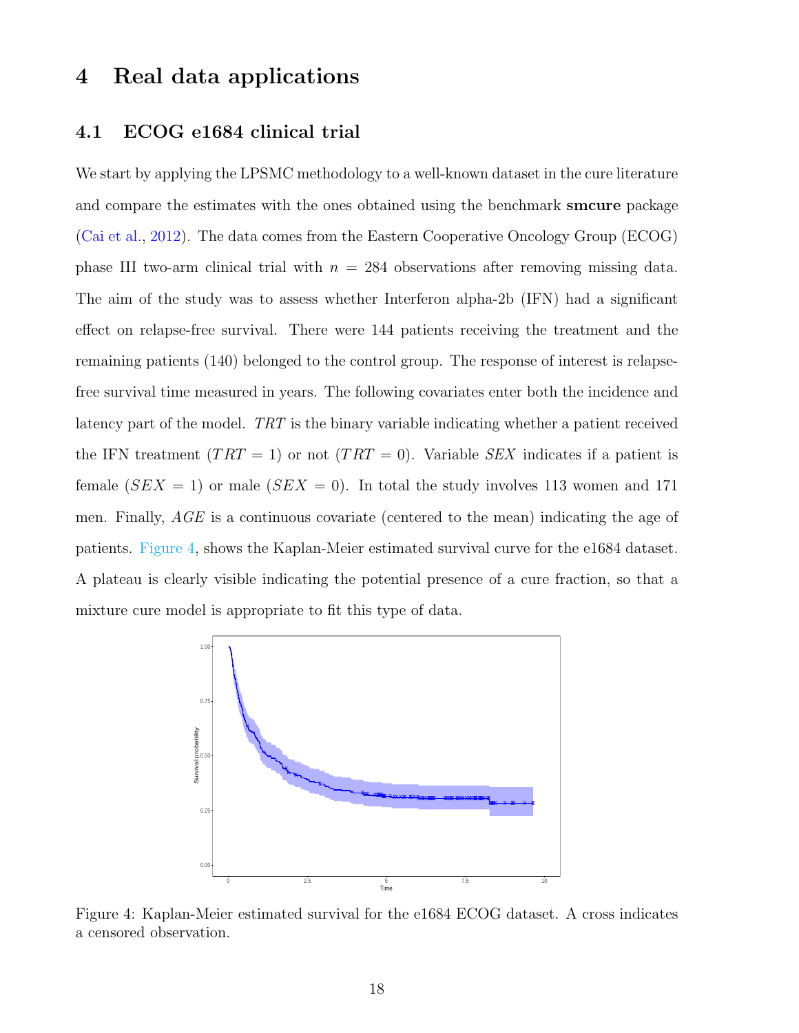# 4 Real data applications

## 4.1 ECOG e1684 clinical trial

We start by applying the LPSMC methodology to a well-known dataset in the cure literature and compare the estimates with the ones obtained using the benchmark **smcure** package (Cai et al., 2012). The data comes from the Eastern Cooperative Oncology Group (ECOG) phase III two-arm clinical trial with $n = 284$ observations after removing missing data. The aim of the study was to assess whether Interferon alpha-2b (IFN) had a significant effect on relapse-free survival. There were 144 patients receiving the treatment and the remaining patients (140) belonged to the control group. The response of interest is relapse-free survival time measured in years. The following covariates enter both the incidence and latency part of the model. $TRT$ is the binary variable indicating whether a patient received the IFN treatment ($TRT = 1$) or not ($TRT = 0$). Variable $SEX$ indicates if a patient is female ($SEX = 1$) or male ($SEX = 0$). In total the study involves 113 women and 171 men. Finally, $AGE$ is a continuous covariate (centered to the mean) indicating the age of patients. Figure 4, shows the Kaplan-Meier estimated survival curve for the e1684 dataset. A plateau is clearly visible indicating the potential presence of a cure fraction, so that a mixture cure model is appropriate to fit this type of data.

Figure 4: Kaplan-Meier estimated survival for the e1684 ECOG dataset. A cross indicates a censored observation.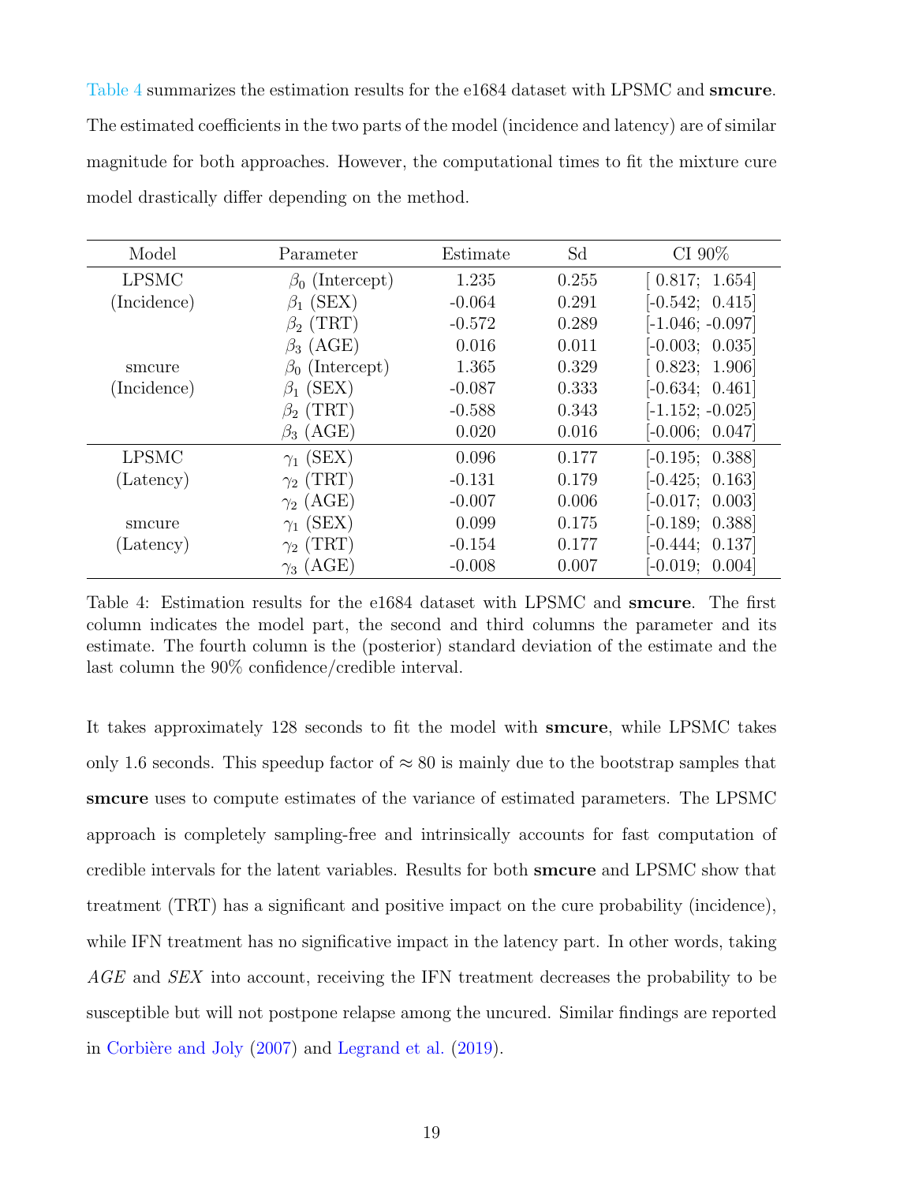Table 4 summarizes the estimation results for the e1684 dataset with LPSMC and **smcure**. The estimated coefficients in the two parts of the model (incidence and latency) are of similar magnitude for both approaches. However, the computational times to fit the mixture cure model drastically differ depending on the method.

| Model | Parameter | Estimate | Sd | CI 90% |
|---|---|---|---|---|
| LPSMC | $\beta_0$ (Intercept) | 1.235 | 0.255 | [ 0.817; 1.654] |
| (Incidence) | $\beta_1$ (SEX) | -0.064 | 0.291 | [-0.542; 0.415] |
| | $\beta_2$ (TRT) | -0.572 | 0.289 | [-1.046; -0.097] |
| | $\beta_3$ (AGE) | 0.016 | 0.011 | [-0.003; 0.035] |
| smcure | $\beta_0$ (Intercept) | 1.365 | 0.329 | [ 0.823; 1.906] |
| (Incidence) | $\beta_1$ (SEX) | -0.087 | 0.333 | [-0.634; 0.461] |
| | $\beta_2$ (TRT) | -0.588 | 0.343 | [-1.152; -0.025] |
| | $\beta_3$ (AGE) | 0.020 | 0.016 | [-0.006; 0.047] |
| LPSMC | $\gamma_1$ (SEX) | 0.096 | 0.177 | [-0.195; 0.388] |
| (Latency) | $\gamma_2$ (TRT) | -0.131 | 0.179 | [-0.425; 0.163] |
| | $\gamma_2$ (AGE) | -0.007 | 0.006 | [-0.017; 0.003] |
| smcure | $\gamma_1$ (SEX) | 0.099 | 0.175 | [-0.189; 0.388] |
| (Latency) | $\gamma_2$ (TRT) | -0.154 | 0.177 | [-0.444; 0.137] |
| | $\gamma_3$ (AGE) | -0.008 | 0.007 | [-0.019; 0.004] |

Table 4: Estimation results for the e1684 dataset with LPSMC and **smcure**. The first column indicates the model part, the second and third columns the parameter and its estimate. The fourth column is the (posterior) standard deviation of the estimate and the last column the 90% confidence/credible interval.

It takes approximately 128 seconds to fit the model with **smcure**, while LPSMC takes only 1.6 seconds. This speedup factor of $\approx 80$ is mainly due to the bootstrap samples that **smcure** uses to compute estimates of the variance of estimated parameters. The LPSMC approach is completely sampling-free and intrinsically accounts for fast computation of credible intervals for the latent variables. Results for both **smcure** and LPSMC show that treatment (TRT) has a significant and positive impact on the cure probability (incidence), while IFN treatment has no significative impact in the latency part. In other words, taking *AGE* and *SEX* into account, receiving the IFN treatment decreases the probability to be susceptible but will not postpone relapse among the uncured. Similar findings are reported in Corbière and Joly (2007) and Legrand et al. (2019).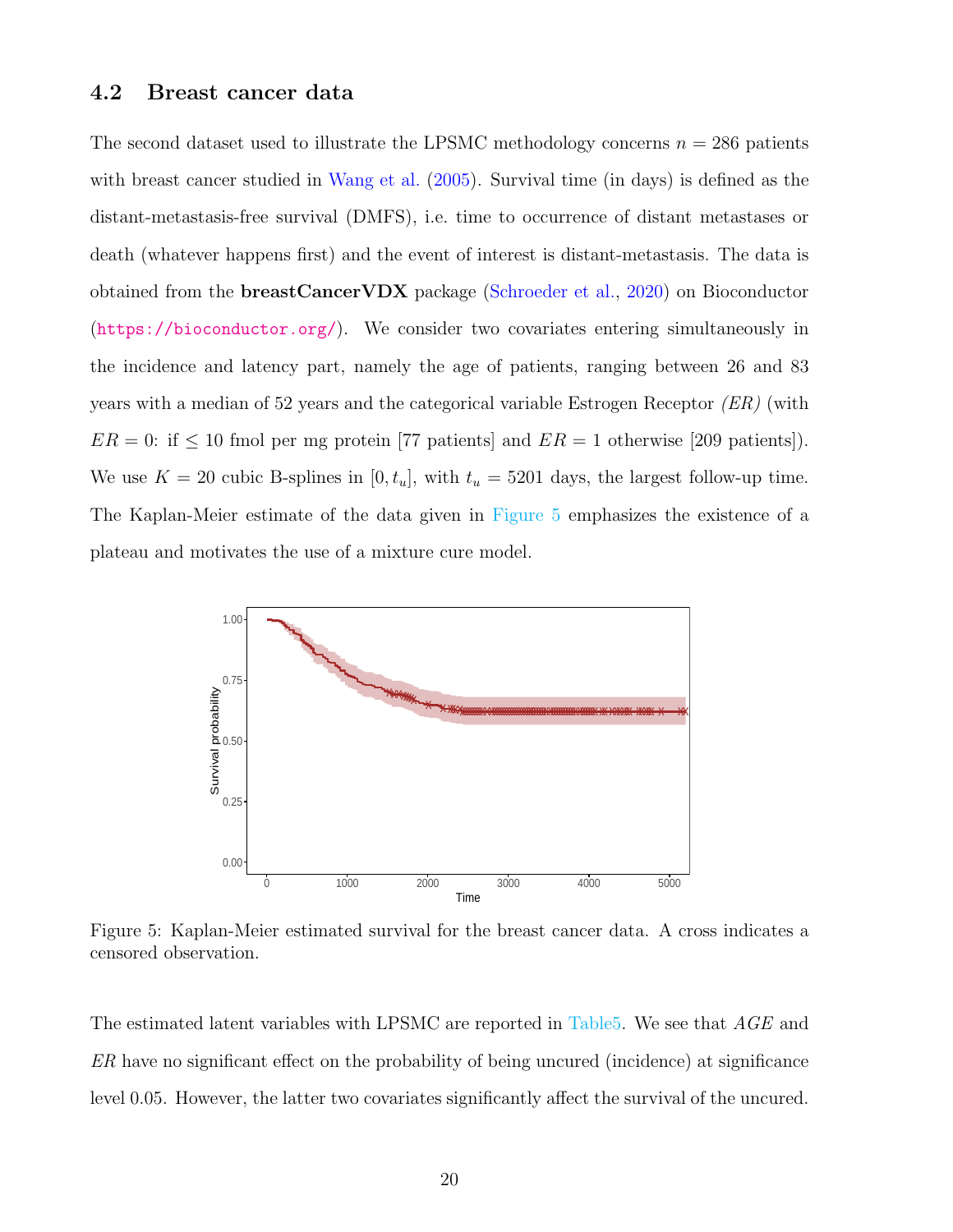### 4.2 Breast cancer data

The second dataset used to illustrate the LPSMC methodology concerns $n = 286$ patients with breast cancer studied in Wang et al. (2005). Survival time (in days) is defined as the distant-metastasis-free survival (DMFS), i.e. time to occurrence of distant metastases or death (whatever happens first) and the event of interest is distant-metastasis. The data is obtained from the **breastCancerVDX** package (Schroeder et al., 2020) on Bioconductor (https://bioconductor.org/). We consider two covariates entering simultaneously in the incidence and latency part, namely the age of patients, ranging between 26 and 83 years with a median of 52 years and the categorical variable Estrogen Receptor *(ER)* (with $ER = 0$: if $\leq 10$ fmol per mg protein [77 patients] and $ER = 1$ otherwise [209 patients]). We use $K = 20$ cubic B-splines in $[0, t_u]$, with $t_u = 5201$ days, the largest follow-up time. The Kaplan-Meier estimate of the data given in Figure 5 emphasizes the existence of a plateau and motivates the use of a mixture cure model.

Figure 5: Kaplan-Meier estimated survival for the breast cancer data. A cross indicates a censored observation.

The estimated latent variables with LPSMC are reported in Table5. We see that $AGE$ and $ER$ have no significant effect on the probability of being uncured (incidence) at significance level 0.05. However, the latter two covariates significantly affect the survival of the uncured.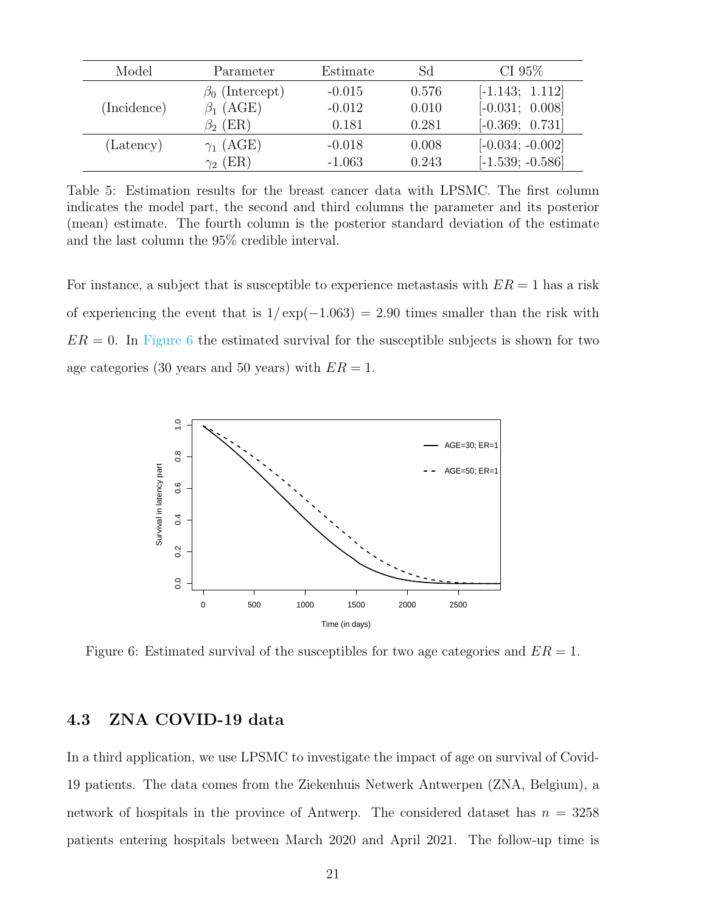| Model | Parameter | Estimate | Sd | CI 95% |
|---|---|---|---|---|
| (Incidence) | $\beta_0$ (Intercept) | -0.015 | 0.576 | [-1.143; 1.112] |
| | $\beta_1$ (AGE) | -0.012 | 0.010 | [-0.031; 0.008] |
| | $\beta_2$ (ER) | 0.181 | 0.281 | [-0.369; 0.731] |
| (Latency) | $\gamma_1$ (AGE) | -0.018 | 0.008 | [-0.034; -0.002] |
| | $\gamma_2$ (ER) | -1.063 | 0.243 | [-1.539; -0.586] |

Table 5: Estimation results for the breast cancer data with LPSMC. The first column indicates the model part, the second and third columns the parameter and its posterior (mean) estimate. The fourth column is the posterior standard deviation of the estimate and the last column the 95% credible interval.

For instance, a subject that is susceptible to experience metastasis with $ER = 1$ has a risk of experiencing the event that is $1/\exp(-1.063) = 2.90$ times smaller than the risk with $ER = 0$. In Figure 6 the estimated survival for the susceptible subjects is shown for two age categories (30 years and 50 years) with $ER = 1$.

Figure 6: Estimated survival of the susceptibles for two age categories and $ER = 1$.

### 4.3 ZNA COVID-19 data

In a third application, we use LPSMC to investigate the impact of age on survival of Covid-19 patients. The data comes from the Ziekenhuis Netwerk Antwerpen (ZNA, Belgium), a network of hospitals in the province of Antwerp. The considered dataset has $n = 3258$ patients entering hospitals between March 2020 and April 2021. The follow-up time is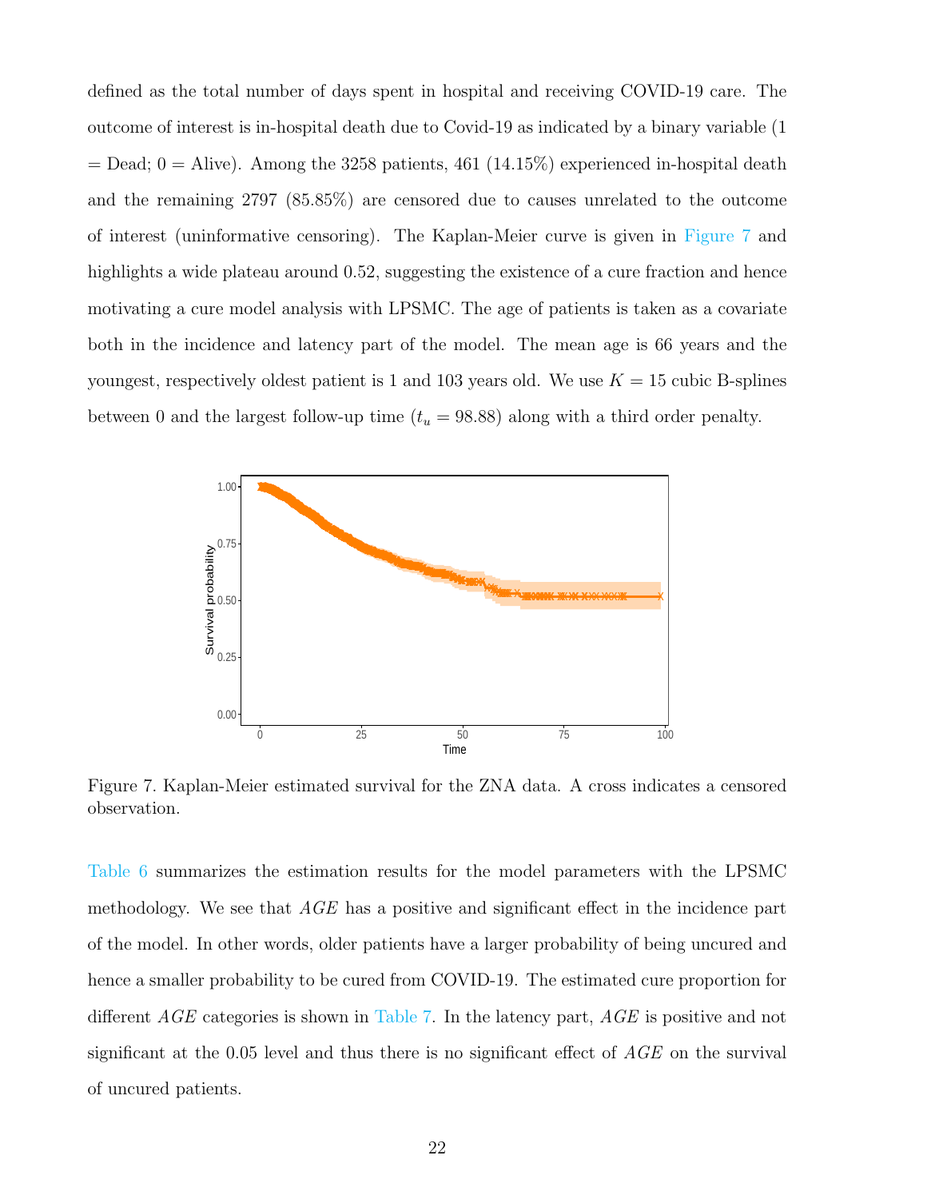defined as the total number of days spent in hospital and receiving COVID-19 care. The outcome of interest is in-hospital death due to Covid-19 as indicated by a binary variable (1 = Dead; 0 = Alive). Among the 3258 patients, 461 (14.15%) experienced in-hospital death and the remaining 2797 (85.85%) are censored due to causes unrelated to the outcome of interest (uninformative censoring). The Kaplan-Meier curve is given in Figure 7 and highlights a wide plateau around 0.52, suggesting the existence of a cure fraction and hence motivating a cure model analysis with LPSMC. The age of patients is taken as a covariate both in the incidence and latency part of the model. The mean age is 66 years and the youngest, respectively oldest patient is 1 and 103 years old. We use $K = 15$ cubic B-splines between 0 and the largest follow-up time ($t_u = 98.88$) along with a third order penalty.

Figure 7. Kaplan-Meier estimated survival for the ZNA data. A cross indicates a censored observation.

Table 6 summarizes the estimation results for the model parameters with the LPSMC methodology. We see that $AGE$ has a positive and significant effect in the incidence part of the model. In other words, older patients have a larger probability of being uncured and hence a smaller probability to be cured from COVID-19. The estimated cure proportion for different $AGE$ categories is shown in Table 7. In the latency part, $AGE$ is positive and not significant at the 0.05 level and thus there is no significant effect of $AGE$ on the survival of uncured patients.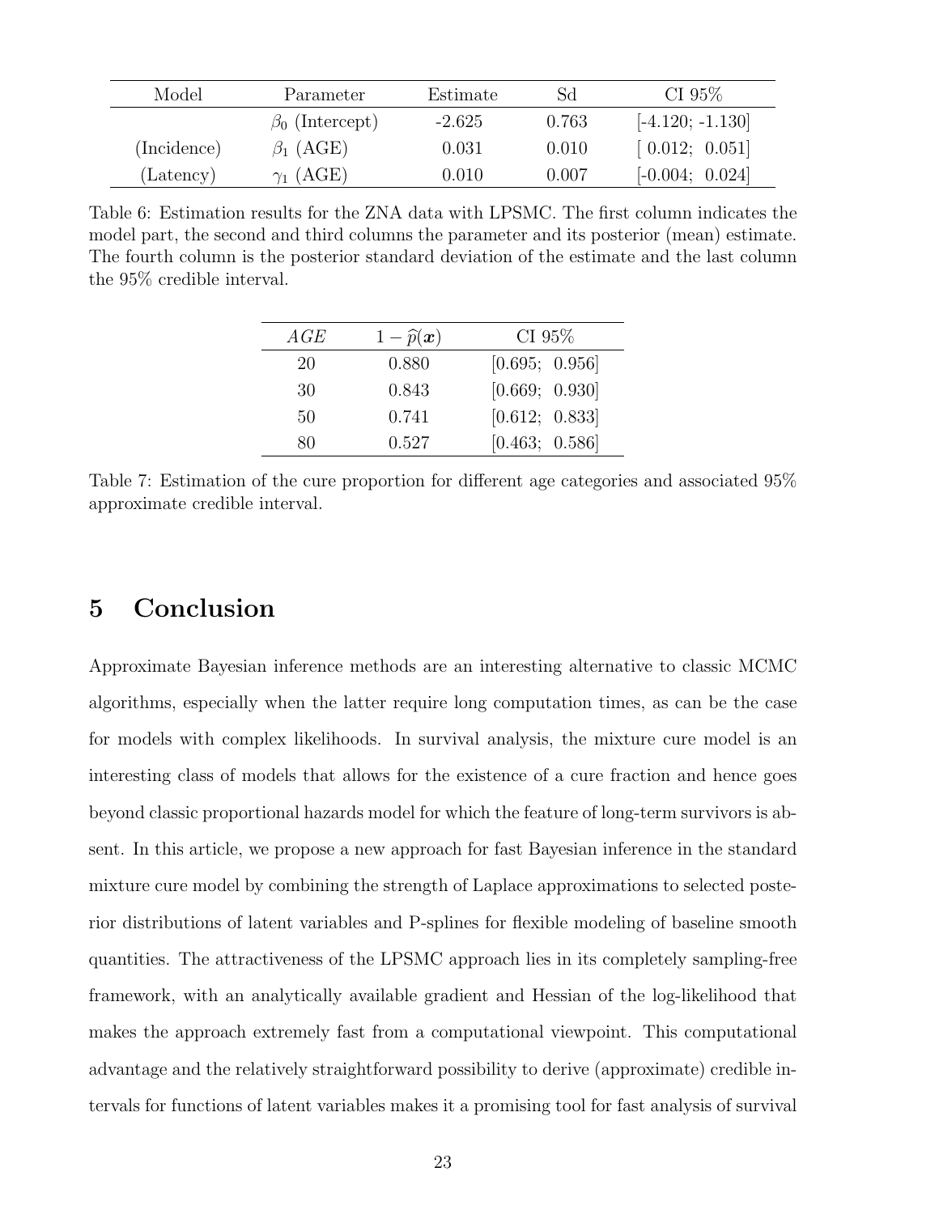| Model | Parameter | Estimate | Sd | CI 95% |
|---|---|---|---|---|
| | $\beta_0$ (Intercept) | -2.625 | 0.763 | [-4.120; -1.130] |
| (Incidence) | $\beta_1$ (AGE) | 0.031 | 0.010 | [ 0.012; 0.051] |
| (Latency) | $\gamma_1$ (AGE) | 0.010 | 0.007 | [-0.004; 0.024] |

Table 6: Estimation results for the ZNA data with LPSMC. The first column indicates the model part, the second and third columns the parameter and its posterior (mean) estimate. The fourth column is the posterior standard deviation of the estimate and the last column the 95% credible interval.

| $AGE$ | $1 - \widehat{p}(\boldsymbol{x})$ | CI 95% |
|---|---|---|
| 20 | 0.880 | [0.695; 0.956] |
| 30 | 0.843 | [0.669; 0.930] |
| 50 | 0.741 | [0.612; 0.833] |
| 80 | 0.527 | [0.463; 0.586] |

Table 7: Estimation of the cure proportion for different age categories and associated 95% approximate credible interval.

# 5 Conclusion

Approximate Bayesian inference methods are an interesting alternative to classic MCMC algorithms, especially when the latter require long computation times, as can be the case for models with complex likelihoods. In survival analysis, the mixture cure model is an interesting class of models that allows for the existence of a cure fraction and hence goes beyond classic proportional hazards model for which the feature of long-term survivors is absent. In this article, we propose a new approach for fast Bayesian inference in the standard mixture cure model by combining the strength of Laplace approximations to selected posterior distributions of latent variables and P-splines for flexible modeling of baseline smooth quantities. The attractiveness of the LPSMC approach lies in its completely sampling-free framework, with an analytically available gradient and Hessian of the log-likelihood that makes the approach extremely fast from a computational viewpoint. This computational advantage and the relatively straightforward possibility to derive (approximate) credible intervals for functions of latent variables makes it a promising tool for fast analysis of survival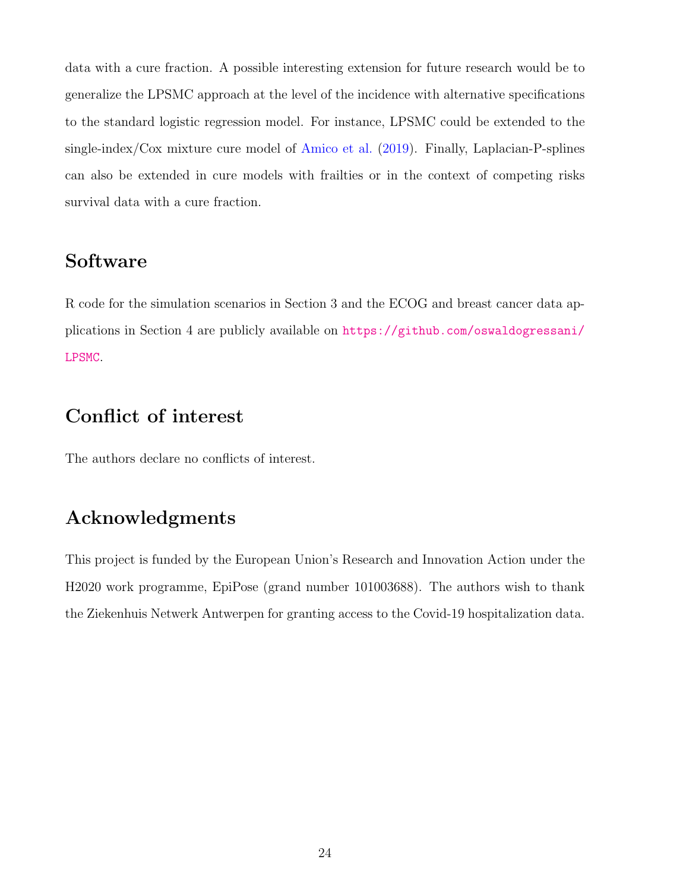data with a cure fraction. A possible interesting extension for future research would be to generalize the LPSMC approach at the level of the incidence with alternative specifications to the standard logistic regression model. For instance, LPSMC could be extended to the single-index/Cox mixture cure model of Amico et al. (2019). Finally, Laplacian-P-splines can also be extended in cure models with frailties or in the context of competing risks survival data with a cure fraction.

## Software

R code for the simulation scenarios in Section 3 and the ECOG and breast cancer data applications in Section 4 are publicly available on https://github.com/oswaldogressani/LPSMC.

## Conflict of interest

The authors declare no conflicts of interest.

## Acknowledgments

This project is funded by the European Union's Research and Innovation Action under the H2020 work programme, EpiPose (grand number 101003688). The authors wish to thank the Ziekenhuis Netwerk Antwerpen for granting access to the Covid-19 hospitalization data.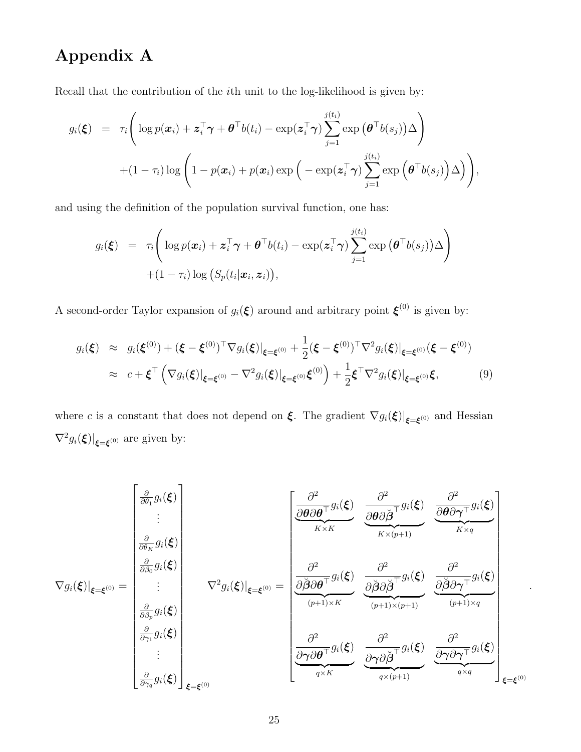# Appendix A

Recall that the contribution of the $i$th unit to the log-likelihood is given by:

$$
\begin{aligned}
g_i(\boldsymbol{\xi}) &= \tau_i \Bigg( \log p(\boldsymbol{x}_i) + \boldsymbol{z}_i^\top \boldsymbol{\gamma} + \boldsymbol{\theta}^\top b(t_i) - \exp(\boldsymbol{z}_i^\top \boldsymbol{\gamma}) \sum_{j=1}^{j(t_i)} \exp\big(\boldsymbol{\theta}^\top b(s_j)\big)\Delta \Bigg) \\
&\quad + (1-\tau_i) \log \Bigg( 1 - p(\boldsymbol{x}_i) + p(\boldsymbol{x}_i) \exp\Big( - \exp(\boldsymbol{z}_i^\top \boldsymbol{\gamma}) \sum_{j=1}^{j(t_i)} \exp\Big(\boldsymbol{\theta}^\top b(s_j)\Big)\Delta \Big) \Bigg),
\end{aligned}
$$

and using the definition of the population survival function, one has:

$$
\begin{aligned}
g_i(\boldsymbol{\xi}) &= \tau_i \Bigg( \log p(\boldsymbol{x}_i) + \boldsymbol{z}_i^\top \boldsymbol{\gamma} + \boldsymbol{\theta}^\top b(t_i) - \exp(\boldsymbol{z}_i^\top \boldsymbol{\gamma}) \sum_{j=1}^{j(t_i)} \exp\big(\boldsymbol{\theta}^\top b(s_j)\big)\Delta \Bigg) \\
&\quad + (1-\tau_i) \log \big( S_p(t_i | \boldsymbol{x}_i, \boldsymbol{z}_i) \big),
\end{aligned}
$$

A second-order Taylor expansion of $g_i(\boldsymbol{\xi})$ around and arbitrary point $\boldsymbol{\xi}^{(0)}$ is given by:

$$
\begin{aligned}
g_i(\boldsymbol{\xi}) &\approx g_i(\boldsymbol{\xi}^{(0)}) + (\boldsymbol{\xi} - \boldsymbol{\xi}^{(0)})^\top \nabla g_i(\boldsymbol{\xi})|_{\boldsymbol{\xi}=\boldsymbol{\xi}^{(0)}} + \frac{1}{2} (\boldsymbol{\xi} - \boldsymbol{\xi}^{(0)})^\top \nabla^2 g_i(\boldsymbol{\xi})|_{\boldsymbol{\xi}=\boldsymbol{\xi}^{(0)}} (\boldsymbol{\xi} - \boldsymbol{\xi}^{(0)}) \\
&\approx c + \boldsymbol{\xi}^\top \left( \nabla g_i(\boldsymbol{\xi})|_{\boldsymbol{\xi}=\boldsymbol{\xi}^{(0)}} - \nabla^2 g_i(\boldsymbol{\xi})|_{\boldsymbol{\xi}=\boldsymbol{\xi}^{(0)}} \boldsymbol{\xi}^{(0)} \right) + \frac{1}{2} \boldsymbol{\xi}^\top \nabla^2 g_i(\boldsymbol{\xi})|_{\boldsymbol{\xi}=\boldsymbol{\xi}^{(0)}} \boldsymbol{\xi}, \qquad (9)
\end{aligned}
$$

where $c$ is a constant that does not depend on $\boldsymbol{\xi}$. The gradient $\nabla g_i(\boldsymbol{\xi})|_{\boldsymbol{\xi}=\boldsymbol{\xi}^{(0)}}$ and Hessian $\nabla^2 g_i(\boldsymbol{\xi})|_{\boldsymbol{\xi}=\boldsymbol{\xi}^{(0)}}$ are given by:

$$
\nabla g_i(\boldsymbol{\xi})|_{\boldsymbol{\xi}=\boldsymbol{\xi}^{(0)}} = \begin{bmatrix} \frac{\partial}{\partial \theta_1} g_i(\boldsymbol{\xi}) \\ \vdots \\ \frac{\partial}{\partial \theta_K} g_i(\boldsymbol{\xi}) \\ \frac{\partial}{\partial \beta_0} g_i(\boldsymbol{\xi}) \\ \vdots \\ \frac{\partial}{\partial \beta_p} g_i(\boldsymbol{\xi}) \\ \frac{\partial}{\partial \gamma_1} g_i(\boldsymbol{\xi}) \\ \vdots \\ \frac{\partial}{\partial \gamma_q} g_i(\boldsymbol{\xi}) \end{bmatrix}_{\boldsymbol{\xi}=\boldsymbol{\xi}^{(0)}}
\qquad
\nabla^2 g_i(\boldsymbol{\xi})|_{\boldsymbol{\xi}=\boldsymbol{\xi}^{(0)}} = \begin{bmatrix}
\underbrace{\frac{\partial^2}{\partial \boldsymbol{\theta} \partial \boldsymbol{\theta}^\top} g_i(\boldsymbol{\xi})}_{K \times K} & \underbrace{\frac{\partial^2}{\partial \boldsymbol{\theta} \partial \breve{\boldsymbol{\beta}}^\top} g_i(\boldsymbol{\xi})}_{K \times (p+1)} & \underbrace{\frac{\partial^2}{\partial \boldsymbol{\theta} \partial \boldsymbol{\gamma}^\top} g_i(\boldsymbol{\xi})}_{K \times q} \\
\underbrace{\frac{\partial^2}{\partial \breve{\boldsymbol{\beta}} \partial \boldsymbol{\theta}^\top} g_i(\boldsymbol{\xi})}_{(p+1) \times K} & \underbrace{\frac{\partial^2}{\partial \breve{\boldsymbol{\beta}} \partial \breve{\boldsymbol{\beta}}^\top} g_i(\boldsymbol{\xi})}_{(p+1) \times (p+1)} & \underbrace{\frac{\partial^2}{\partial \breve{\boldsymbol{\beta}} \partial \boldsymbol{\gamma}^\top} g_i(\boldsymbol{\xi})}_{(p+1) \times q} \\
\underbrace{\frac{\partial^2}{\partial \boldsymbol{\gamma} \partial \boldsymbol{\theta}^\top} g_i(\boldsymbol{\xi})}_{q \times K} & \underbrace{\frac{\partial^2}{\partial \boldsymbol{\gamma} \partial \breve{\boldsymbol{\beta}}^\top} g_i(\boldsymbol{\xi})}_{q \times (p+1)} & \underbrace{\frac{\partial^2}{\partial \boldsymbol{\gamma} \partial \boldsymbol{\gamma}^\top} g_i(\boldsymbol{\xi})}_{q \times q}
\end{bmatrix}_{\boldsymbol{\xi}=\boldsymbol{\xi}^{(0)}}.
$$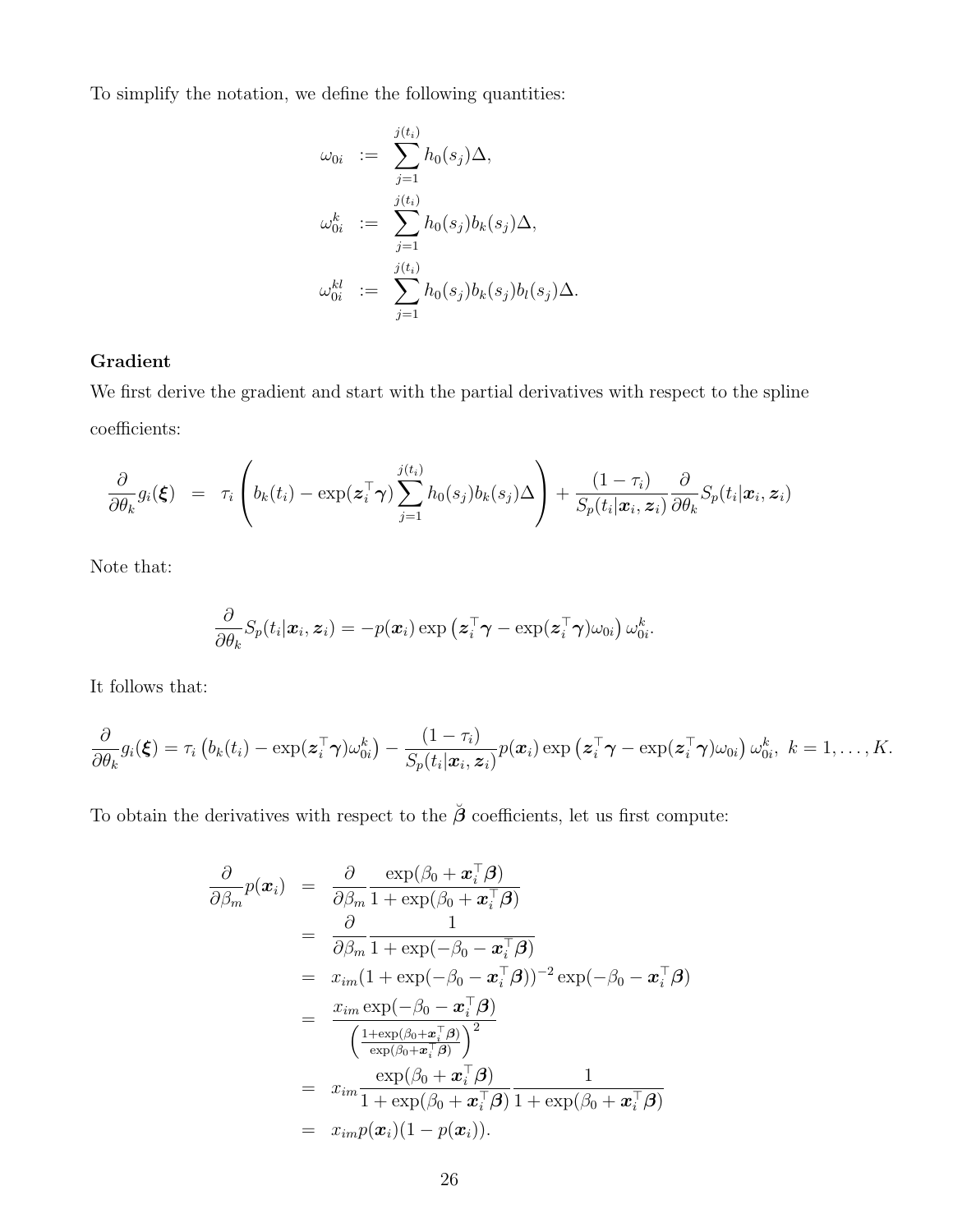To simplify the notation, we define the following quantities:

$$
\begin{aligned}
\omega_{0i} &:= \sum_{j=1}^{j(t_i)} h_0(s_j)\Delta, \\
\omega_{0i}^{k} &:= \sum_{j=1}^{j(t_i)} h_0(s_j) b_k(s_j)\Delta, \\
\omega_{0i}^{kl} &:= \sum_{j=1}^{j(t_i)} h_0(s_j) b_k(s_j) b_l(s_j)\Delta.
\end{aligned}
$$

**Gradient**

We first derive the gradient and start with the partial derivatives with respect to the spline coefficients:

$$
\frac{\partial}{\partial \theta_k} g_i(\boldsymbol{\xi}) = \tau_i \left( b_k(t_i) - \exp(\boldsymbol{z}_i^\top \boldsymbol{\gamma}) \sum_{j=1}^{j(t_i)} h_0(s_j) b_k(s_j)\Delta \right) + \frac{(1-\tau_i)}{S_p(t_i|\boldsymbol{x}_i, \boldsymbol{z}_i)} \frac{\partial}{\partial \theta_k} S_p(t_i|\boldsymbol{x}_i, \boldsymbol{z}_i)
$$

Note that:

$$
\frac{\partial}{\partial \theta_k} S_p(t_i|\boldsymbol{x}_i, \boldsymbol{z}_i) = -p(\boldsymbol{x}_i) \exp\left(\boldsymbol{z}_i^\top \boldsymbol{\gamma} - \exp(\boldsymbol{z}_i^\top \boldsymbol{\gamma})\omega_{0i}\right) \omega_{0i}^{k}.
$$

It follows that:

$$
\frac{\partial}{\partial \theta_k} g_i(\boldsymbol{\xi}) = \tau_i \left( b_k(t_i) - \exp(\boldsymbol{z}_i^\top \boldsymbol{\gamma})\omega_{0i}^{k} \right) - \frac{(1-\tau_i)}{S_p(t_i|\boldsymbol{x}_i, \boldsymbol{z}_i)} p(\boldsymbol{x}_i) \exp\left(\boldsymbol{z}_i^\top \boldsymbol{\gamma} - \exp(\boldsymbol{z}_i^\top \boldsymbol{\gamma})\omega_{0i}\right) \omega_{0i}^{k}, \ k = 1, \ldots, K.
$$

To obtain the derivatives with respect to the $\breve{\boldsymbol{\beta}}$ coefficients, let us first compute:

$$
\begin{aligned}
\frac{\partial}{\partial \beta_m} p(\boldsymbol{x}_i) &= \frac{\partial}{\partial \beta_m} \frac{\exp(\beta_0 + \boldsymbol{x}_i^\top \boldsymbol{\beta})}{1 + \exp(\beta_0 + \boldsymbol{x}_i^\top \boldsymbol{\beta})} \\
&= \frac{\partial}{\partial \beta_m} \frac{1}{1 + \exp(-\beta_0 - \boldsymbol{x}_i^\top \boldsymbol{\beta})} \\
&= x_{im}(1 + \exp(-\beta_0 - \boldsymbol{x}_i^\top \boldsymbol{\beta}))^{-2} \exp(-\beta_0 - \boldsymbol{x}_i^\top \boldsymbol{\beta}) \\
&= \frac{x_{im} \exp(-\beta_0 - \boldsymbol{x}_i^\top \boldsymbol{\beta})}{\left( \frac{1 + \exp(\beta_0 + \boldsymbol{x}_i^\top \boldsymbol{\beta})}{\exp(\beta_0 + \boldsymbol{x}_i^\top \boldsymbol{\beta})} \right)^2} \\
&= x_{im} \frac{\exp(\beta_0 + \boldsymbol{x}_i^\top \boldsymbol{\beta})}{1 + \exp(\beta_0 + \boldsymbol{x}_i^\top \boldsymbol{\beta})} \frac{1}{1 + \exp(\beta_0 + \boldsymbol{x}_i^\top \boldsymbol{\beta})} \\
&= x_{im} p(\boldsymbol{x}_i)(1 - p(\boldsymbol{x}_i)).
\end{aligned}
$$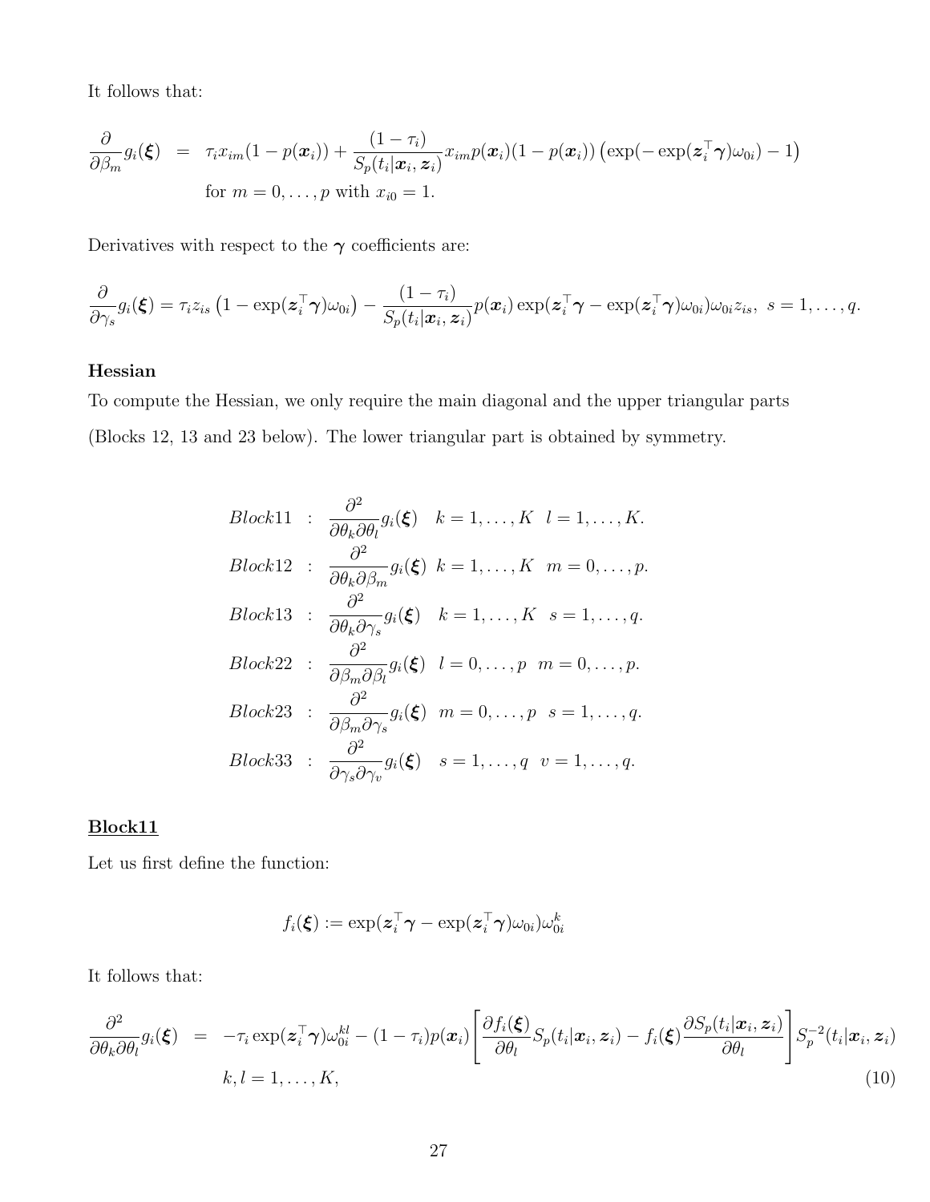It follows that:

$$
\begin{aligned}
\frac{\partial}{\partial \beta_m} g_i(\boldsymbol{\xi}) &= \tau_i x_{im}(1-p(\boldsymbol{x}_i)) + \frac{(1-\tau_i)}{S_p(t_i|\boldsymbol{x}_i,\boldsymbol{z}_i)} x_{im} p(\boldsymbol{x}_i)(1-p(\boldsymbol{x}_i))\left(\exp(-\exp(\boldsymbol{z}_i^\top\boldsymbol{\gamma})\omega_{0i})-1\right) \\
&\quad \text{for } m=0,\ldots,p \text{ with } x_{i0}=1.
\end{aligned}
$$

Derivatives with respect to the $\boldsymbol{\gamma}$ coefficients are:

$$
\frac{\partial}{\partial \gamma_s} g_i(\boldsymbol{\xi}) = \tau_i z_{is}\left(1-\exp(\boldsymbol{z}_i^\top\boldsymbol{\gamma})\omega_{0i}\right) - \frac{(1-\tau_i)}{S_p(t_i|\boldsymbol{x}_i,\boldsymbol{z}_i)} p(\boldsymbol{x}_i)\exp(\boldsymbol{z}_i^\top\boldsymbol{\gamma} - \exp(\boldsymbol{z}_i^\top\boldsymbol{\gamma})\omega_{0i})\omega_{0i} z_{is},\ s=1,\ldots,q.
$$

**Hessian**

To compute the Hessian, we only require the main diagonal and the upper triangular parts (Blocks 12, 13 and 23 below). The lower triangular part is obtained by symmetry.

$$
\begin{aligned}
Block11 &: \frac{\partial^2}{\partial\theta_k\partial\theta_l} g_i(\boldsymbol{\xi}) \quad k=1,\ldots,K \;\; l=1,\ldots,K. \\
Block12 &: \frac{\partial^2}{\partial\theta_k\partial\beta_m} g_i(\boldsymbol{\xi}) \;\; k=1,\ldots,K \;\; m=0,\ldots,p. \\
Block13 &: \frac{\partial^2}{\partial\theta_k\partial\gamma_s} g_i(\boldsymbol{\xi}) \quad k=1,\ldots,K \;\; s=1,\ldots,q. \\
Block22 &: \frac{\partial^2}{\partial\beta_m\partial\beta_l} g_i(\boldsymbol{\xi}) \;\; l=0,\ldots,p \;\; m=0,\ldots,p. \\
Block23 &: \frac{\partial^2}{\partial\beta_m\partial\gamma_s} g_i(\boldsymbol{\xi}) \;\; m=0,\ldots,p \;\; s=1,\ldots,q. \\
Block33 &: \frac{\partial^2}{\partial\gamma_s\partial\gamma_v} g_i(\boldsymbol{\xi}) \quad s=1,\ldots,q \;\; v=1,\ldots,q.
\end{aligned}
$$

**Block11**

Let us first define the function:

$$
f_i(\boldsymbol{\xi}) := \exp(\boldsymbol{z}_i^\top\boldsymbol{\gamma} - \exp(\boldsymbol{z}_i^\top\boldsymbol{\gamma})\omega_{0i})\omega_{0i}^k
$$

It follows that:

$$
\begin{aligned}
\frac{\partial^2}{\partial\theta_k\partial\theta_l} g_i(\boldsymbol{\xi}) &= -\tau_i \exp(\boldsymbol{z}_i^\top\boldsymbol{\gamma})\omega_{0i}^{kl} - (1-\tau_i)p(\boldsymbol{x}_i)\left[\frac{\partial f_i(\boldsymbol{\xi})}{\partial\theta_l} S_p(t_i|\boldsymbol{x}_i,\boldsymbol{z}_i) - f_i(\boldsymbol{\xi})\frac{\partial S_p(t_i|\boldsymbol{x}_i,\boldsymbol{z}_i)}{\partial\theta_l}\right] S_p^{-2}(t_i|\boldsymbol{x}_i,\boldsymbol{z}_i) \\
&\quad k,l=1,\ldots,K,
\end{aligned} \tag{10}
$$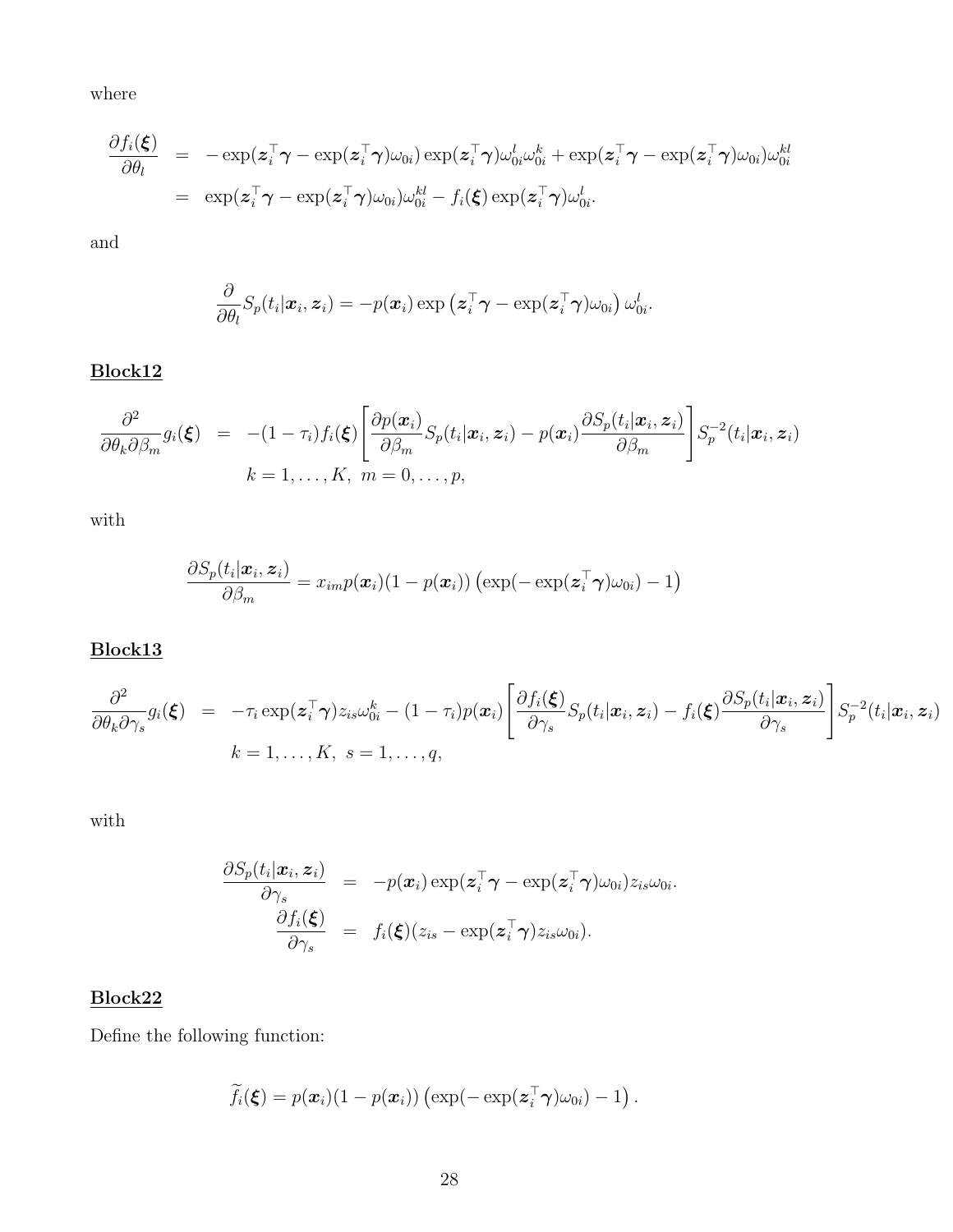where

$$
\begin{aligned}
\frac{\partial f_i(\boldsymbol{\xi})}{\partial \theta_l} &= -\exp(\boldsymbol{z}_i^\top \boldsymbol{\gamma} - \exp(\boldsymbol{z}_i^\top \boldsymbol{\gamma})\omega_{0i}) \exp(\boldsymbol{z}_i^\top \boldsymbol{\gamma})\omega_{0i}^l \omega_{0i}^k + \exp(\boldsymbol{z}_i^\top \boldsymbol{\gamma} - \exp(\boldsymbol{z}_i^\top \boldsymbol{\gamma})\omega_{0i})\omega_{0i}^{kl} \\
&= \exp(\boldsymbol{z}_i^\top \boldsymbol{\gamma} - \exp(\boldsymbol{z}_i^\top \boldsymbol{\gamma})\omega_{0i})\omega_{0i}^{kl} - f_i(\boldsymbol{\xi}) \exp(\boldsymbol{z}_i^\top \boldsymbol{\gamma})\omega_{0i}^l.
\end{aligned}
$$

and

$$
\frac{\partial}{\partial \theta_l} S_p(t_i|\boldsymbol{x}_i, \boldsymbol{z}_i) = -p(\boldsymbol{x}_i) \exp\left(\boldsymbol{z}_i^\top \boldsymbol{\gamma} - \exp(\boldsymbol{z}_i^\top \boldsymbol{\gamma})\omega_{0i}\right) \omega_{0i}^l.
$$

**Block12**

$$
\begin{aligned}
\frac{\partial^2}{\partial \theta_k \partial \beta_m} g_i(\boldsymbol{\xi}) &= -(1-\tau_i) f_i(\boldsymbol{\xi}) \left[ \frac{\partial p(\boldsymbol{x}_i)}{\partial \beta_m} S_p(t_i|\boldsymbol{x}_i, \boldsymbol{z}_i) - p(\boldsymbol{x}_i) \frac{\partial S_p(t_i|\boldsymbol{x}_i, \boldsymbol{z}_i)}{\partial \beta_m} \right] S_p^{-2}(t_i|\boldsymbol{x}_i, \boldsymbol{z}_i) \\
& \quad k = 1, \ldots, K, \ m = 0, \ldots, p,
\end{aligned}
$$

with

$$
\frac{\partial S_p(t_i|\boldsymbol{x}_i, \boldsymbol{z}_i)}{\partial \beta_m} = x_{im} p(\boldsymbol{x}_i)(1 - p(\boldsymbol{x}_i)) \left(\exp(-\exp(\boldsymbol{z}_i^\top \boldsymbol{\gamma})\omega_{0i}) - 1\right)
$$

**Block13**

$$
\begin{aligned}
\frac{\partial^2}{\partial \theta_k \partial \gamma_s} g_i(\boldsymbol{\xi}) &= -\tau_i \exp(\boldsymbol{z}_i^\top \boldsymbol{\gamma}) z_{is} \omega_{0i}^k - (1-\tau_i) p(\boldsymbol{x}_i) \left[ \frac{\partial f_i(\boldsymbol{\xi})}{\partial \gamma_s} S_p(t_i|\boldsymbol{x}_i, \boldsymbol{z}_i) - f_i(\boldsymbol{\xi}) \frac{\partial S_p(t_i|\boldsymbol{x}_i, \boldsymbol{z}_i)}{\partial \gamma_s} \right] S_p^{-2}(t_i|\boldsymbol{x}_i, \boldsymbol{z}_i) \\
& \quad k = 1, \ldots, K, \ s = 1, \ldots, q,
\end{aligned}
$$

with

$$
\begin{aligned}
\frac{\partial S_p(t_i|\boldsymbol{x}_i, \boldsymbol{z}_i)}{\partial \gamma_s} &= -p(\boldsymbol{x}_i) \exp(\boldsymbol{z}_i^\top \boldsymbol{\gamma} - \exp(\boldsymbol{z}_i^\top \boldsymbol{\gamma})\omega_{0i}) z_{is} \omega_{0i}. \\
\frac{\partial f_i(\boldsymbol{\xi})}{\partial \gamma_s} &= f_i(\boldsymbol{\xi})(z_{is} - \exp(\boldsymbol{z}_i^\top \boldsymbol{\gamma}) z_{is} \omega_{0i}).
\end{aligned}
$$

**Block22**

Define the following function:

$$
\widetilde{f}_i(\boldsymbol{\xi}) = p(\boldsymbol{x}_i)(1 - p(\boldsymbol{x}_i)) \left(\exp(-\exp(\boldsymbol{z}_i^\top \boldsymbol{\gamma})\omega_{0i}) - 1\right).
$$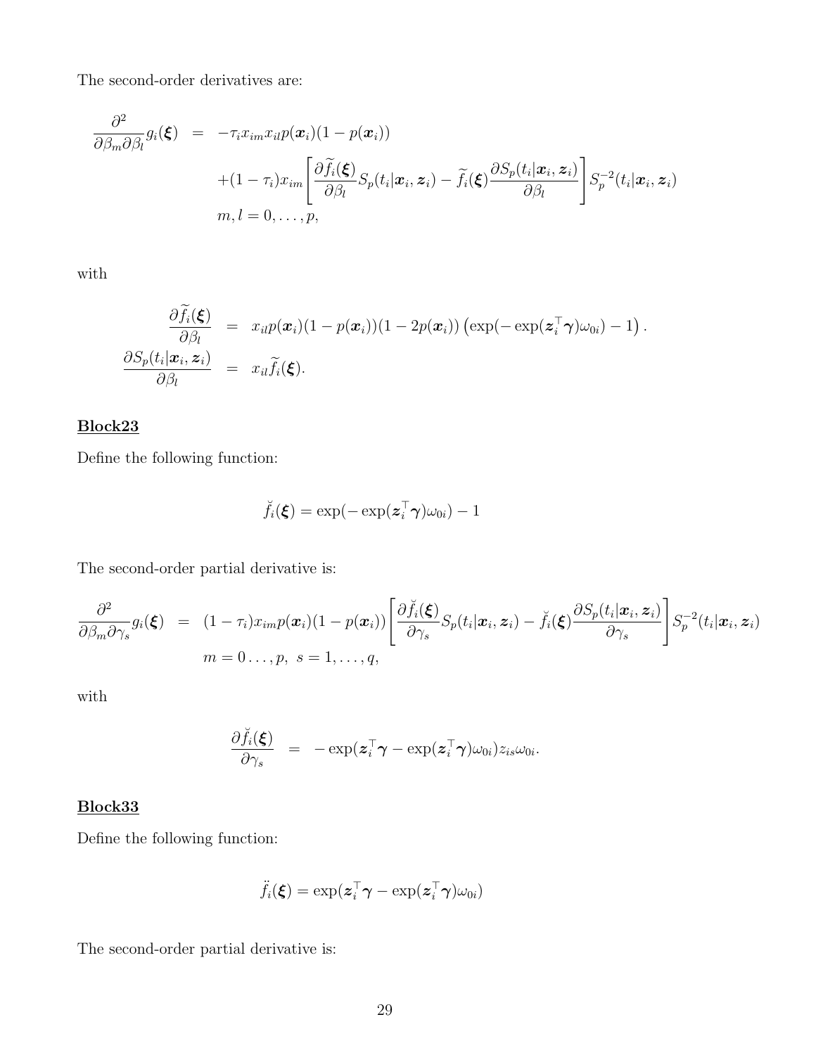The second-order derivatives are:

$$
\begin{aligned}
\frac{\partial^2}{\partial \beta_m \partial \beta_l} g_i(\boldsymbol{\xi}) \;&=\; -\tau_i x_{im} x_{il} p(\boldsymbol{x}_i)(1-p(\boldsymbol{x}_i)) \\
&\quad +(1-\tau_i) x_{im} \left[ \frac{\partial \widetilde{f}_i(\boldsymbol{\xi})}{\partial \beta_l} S_p(t_i|\boldsymbol{x}_i,\boldsymbol{z}_i) - \widetilde{f}_i(\boldsymbol{\xi}) \frac{\partial S_p(t_i|\boldsymbol{x}_i,\boldsymbol{z}_i)}{\partial \beta_l} \right] S_p^{-2}(t_i|\boldsymbol{x}_i,\boldsymbol{z}_i) \\
&\quad m,l = 0,\ldots,p,
\end{aligned}
$$

with

$$
\begin{aligned}
\frac{\partial \widetilde{f}_i(\boldsymbol{\xi})}{\partial \beta_l} &= x_{il} p(\boldsymbol{x}_i)(1-p(\boldsymbol{x}_i))(1-2p(\boldsymbol{x}_i)) \left( \exp(-\exp(\boldsymbol{z}_i^\top \boldsymbol{\gamma})\omega_{0i}) - 1 \right). \\
\frac{\partial S_p(t_i|\boldsymbol{x}_i,\boldsymbol{z}_i)}{\partial \beta_l} &= x_{il} \widetilde{f}_i(\boldsymbol{\xi}).
\end{aligned}
$$

**Block23**

Define the following function:

$$
\breve{f}_i(\boldsymbol{\xi}) = \exp(-\exp(\boldsymbol{z}_i^\top \boldsymbol{\gamma})\omega_{0i}) - 1
$$

The second-order partial derivative is:

$$
\begin{aligned}
\frac{\partial^2}{\partial \beta_m \partial \gamma_s} g_i(\boldsymbol{\xi}) \;&=\; (1-\tau_i) x_{im} p(\boldsymbol{x}_i)(1-p(\boldsymbol{x}_i)) \left[ \frac{\partial \breve{f}_i(\boldsymbol{\xi})}{\partial \gamma_s} S_p(t_i|\boldsymbol{x}_i,\boldsymbol{z}_i) - \breve{f}_i(\boldsymbol{\xi}) \frac{\partial S_p(t_i|\boldsymbol{x}_i,\boldsymbol{z}_i)}{\partial \gamma_s} \right] S_p^{-2}(t_i|\boldsymbol{x}_i,\boldsymbol{z}_i) \\
&\quad m = 0\ldots,p,\; s = 1,\ldots,q,
\end{aligned}
$$

with

$$
\frac{\partial \breve{f}_i(\boldsymbol{\xi})}{\partial \gamma_s} = -\exp(\boldsymbol{z}_i^\top \boldsymbol{\gamma} - \exp(\boldsymbol{z}_i^\top \boldsymbol{\gamma})\omega_{0i}) z_{is} \omega_{0i}.
$$

**Block33**

Define the following function:

$$
\ddot{f}_i(\boldsymbol{\xi}) = \exp(\boldsymbol{z}_i^\top \boldsymbol{\gamma} - \exp(\boldsymbol{z}_i^\top \boldsymbol{\gamma})\omega_{0i})
$$

The second-order partial derivative is: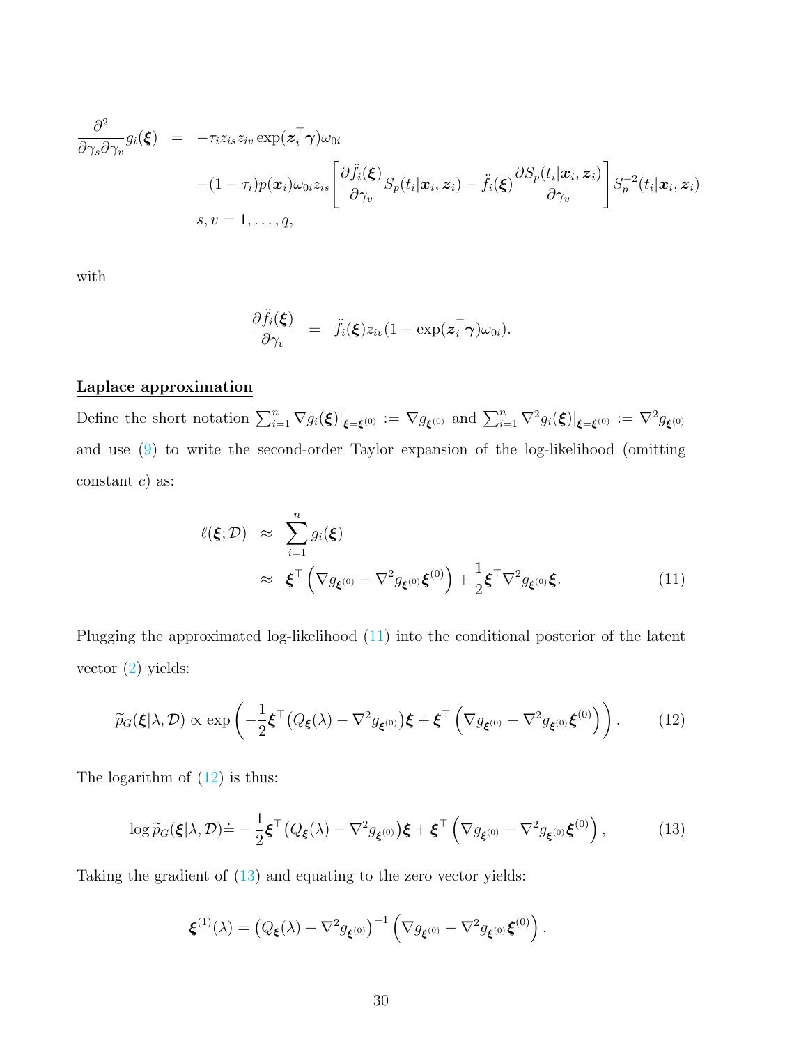$$
\begin{aligned}
\frac{\partial^2}{\partial \gamma_s \partial \gamma_v} g_i(\boldsymbol{\xi}) &= -\tau_i z_{is} z_{iv} \exp(\boldsymbol{z}_i^\top \boldsymbol{\gamma}) \omega_{0i} \\
&\quad -(1-\tau_i) p(\boldsymbol{x}_i) \omega_{0i} z_{is} \left[ \frac{\partial \ddot{f}_i(\boldsymbol{\xi})}{\partial \gamma_v} S_p(t_i | \boldsymbol{x}_i, \boldsymbol{z}_i) - \ddot{f}_i(\boldsymbol{\xi}) \frac{\partial S_p(t_i | \boldsymbol{x}_i, \boldsymbol{z}_i)}{\partial \gamma_v} \right] S_p^{-2}(t_i | \boldsymbol{x}_i, \boldsymbol{z}_i) \\
&\quad s, v = 1, \ldots, q,
\end{aligned}
$$

with

$$
\frac{\partial \ddot{f}_i(\boldsymbol{\xi})}{\partial \gamma_v} = \ddot{f}_i(\boldsymbol{\xi}) z_{iv} (1 - \exp(\boldsymbol{z}_i^\top \boldsymbol{\gamma}) \omega_{0i}).
$$

**Laplace approximation**

Define the short notation $\sum_{i=1}^n \nabla g_i(\boldsymbol{\xi})|_{\boldsymbol{\xi}=\boldsymbol{\xi}^{(0)}} := \nabla g_{\boldsymbol{\xi}^{(0)}}$ and $\sum_{i=1}^n \nabla^2 g_i(\boldsymbol{\xi})|_{\boldsymbol{\xi}=\boldsymbol{\xi}^{(0)}} := \nabla^2 g_{\boldsymbol{\xi}^{(0)}}$ and use (9) to write the second-order Taylor expansion of the log-likelihood (omitting constant $c$) as:

$$
\begin{aligned}
\ell(\boldsymbol{\xi}; \mathcal{D}) &\approx \sum_{i=1}^n g_i(\boldsymbol{\xi}) \\
&\approx \boldsymbol{\xi}^\top \left( \nabla g_{\boldsymbol{\xi}^{(0)}} - \nabla^2 g_{\boldsymbol{\xi}^{(0)}} \boldsymbol{\xi}^{(0)} \right) + \frac{1}{2} \boldsymbol{\xi}^\top \nabla^2 g_{\boldsymbol{\xi}^{(0)}} \boldsymbol{\xi}. \qquad (11)
\end{aligned}
$$

Plugging the approximated log-likelihood (11) into the conditional posterior of the latent vector (2) yields:

$$
\widetilde{p}_G(\boldsymbol{\xi} | \lambda, \mathcal{D}) \propto \exp\left( -\frac{1}{2} \boldsymbol{\xi}^\top \big(Q_{\boldsymbol{\xi}}(\lambda) - \nabla^2 g_{\boldsymbol{\xi}^{(0)}}\big) \boldsymbol{\xi} + \boldsymbol{\xi}^\top \left( \nabla g_{\boldsymbol{\xi}^{(0)}} - \nabla^2 g_{\boldsymbol{\xi}^{(0)}} \boldsymbol{\xi}^{(0)} \right) \right). \qquad (12)
$$

The logarithm of (12) is thus:

$$
\log \widetilde{p}_G(\boldsymbol{\xi} | \lambda, \mathcal{D}) \doteq -\frac{1}{2} \boldsymbol{\xi}^\top \big(Q_{\boldsymbol{\xi}}(\lambda) - \nabla^2 g_{\boldsymbol{\xi}^{(0)}}\big) \boldsymbol{\xi} + \boldsymbol{\xi}^\top \left( \nabla g_{\boldsymbol{\xi}^{(0)}} - \nabla^2 g_{\boldsymbol{\xi}^{(0)}} \boldsymbol{\xi}^{(0)} \right), \qquad (13)
$$

Taking the gradient of (13) and equating to the zero vector yields:

$$
\boldsymbol{\xi}^{(1)}(\lambda) = \big(Q_{\boldsymbol{\xi}}(\lambda) - \nabla^2 g_{\boldsymbol{\xi}^{(0)}}\big)^{-1} \left( \nabla g_{\boldsymbol{\xi}^{(0)}} - \nabla^2 g_{\boldsymbol{\xi}^{(0)}} \boldsymbol{\xi}^{(0)} \right).
$$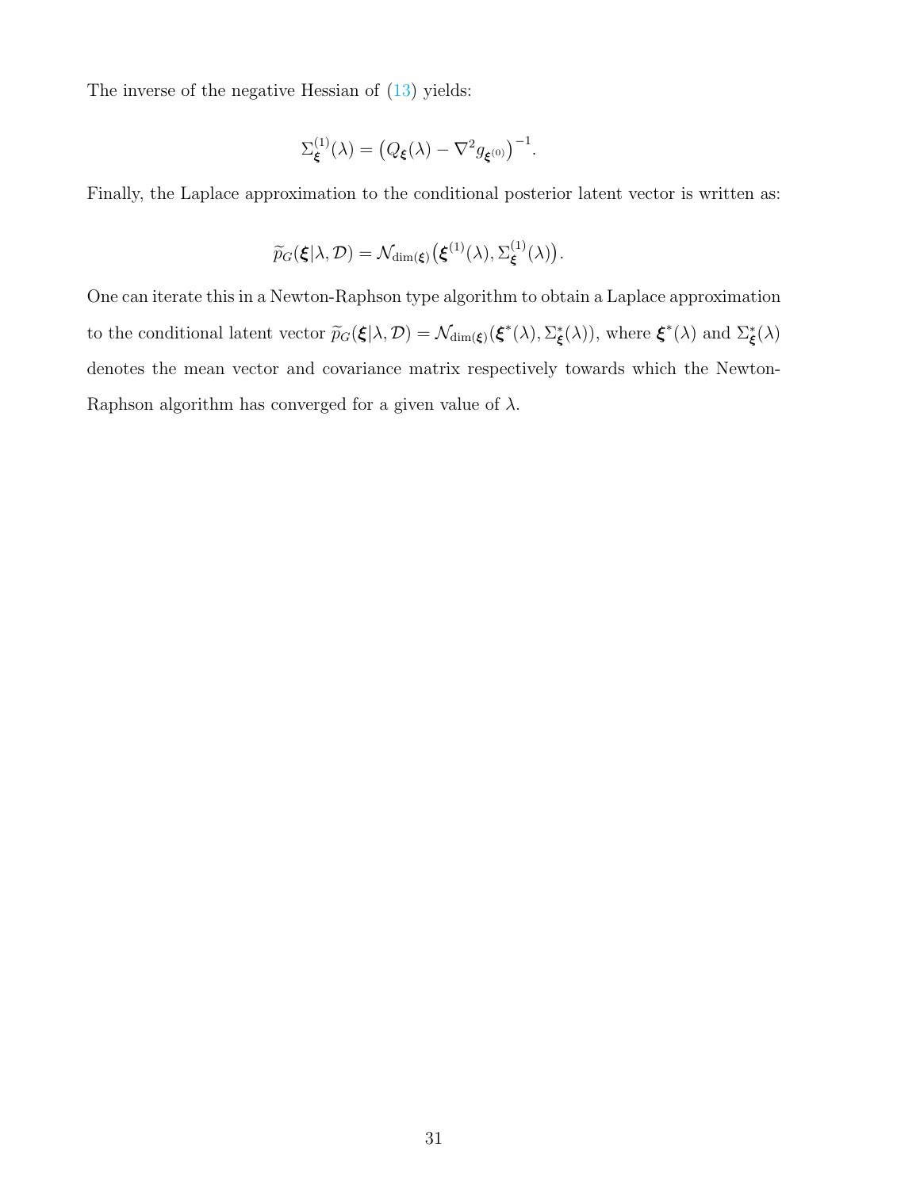The inverse of the negative Hessian of (13) yields:

$$\Sigma_{\boldsymbol{\xi}}^{(1)}(\lambda) = \left(Q_{\boldsymbol{\xi}}(\lambda) - \nabla^2 g_{\boldsymbol{\xi}^{(0)}}\right)^{-1}.$$

Finally, the Laplace approximation to the conditional posterior latent vector is written as:

$$\widetilde{p}_G(\boldsymbol{\xi}|\lambda, \mathcal{D}) = \mathcal{N}_{\dim(\boldsymbol{\xi})}\big(\boldsymbol{\xi}^{(1)}(\lambda), \Sigma_{\boldsymbol{\xi}}^{(1)}(\lambda)\big).$$

One can iterate this in a Newton-Raphson type algorithm to obtain a Laplace approximation to the conditional latent vector $\widetilde{p}_G(\boldsymbol{\xi}|\lambda, \mathcal{D}) = \mathcal{N}_{\dim(\boldsymbol{\xi})}(\boldsymbol{\xi}^*(\lambda), \Sigma_{\boldsymbol{\xi}}^*(\lambda))$, where $\boldsymbol{\xi}^*(\lambda)$ and $\Sigma_{\boldsymbol{\xi}}^*(\lambda)$ denotes the mean vector and covariance matrix respectively towards which the Newton-Raphson algorithm has converged for a given value of $\lambda$.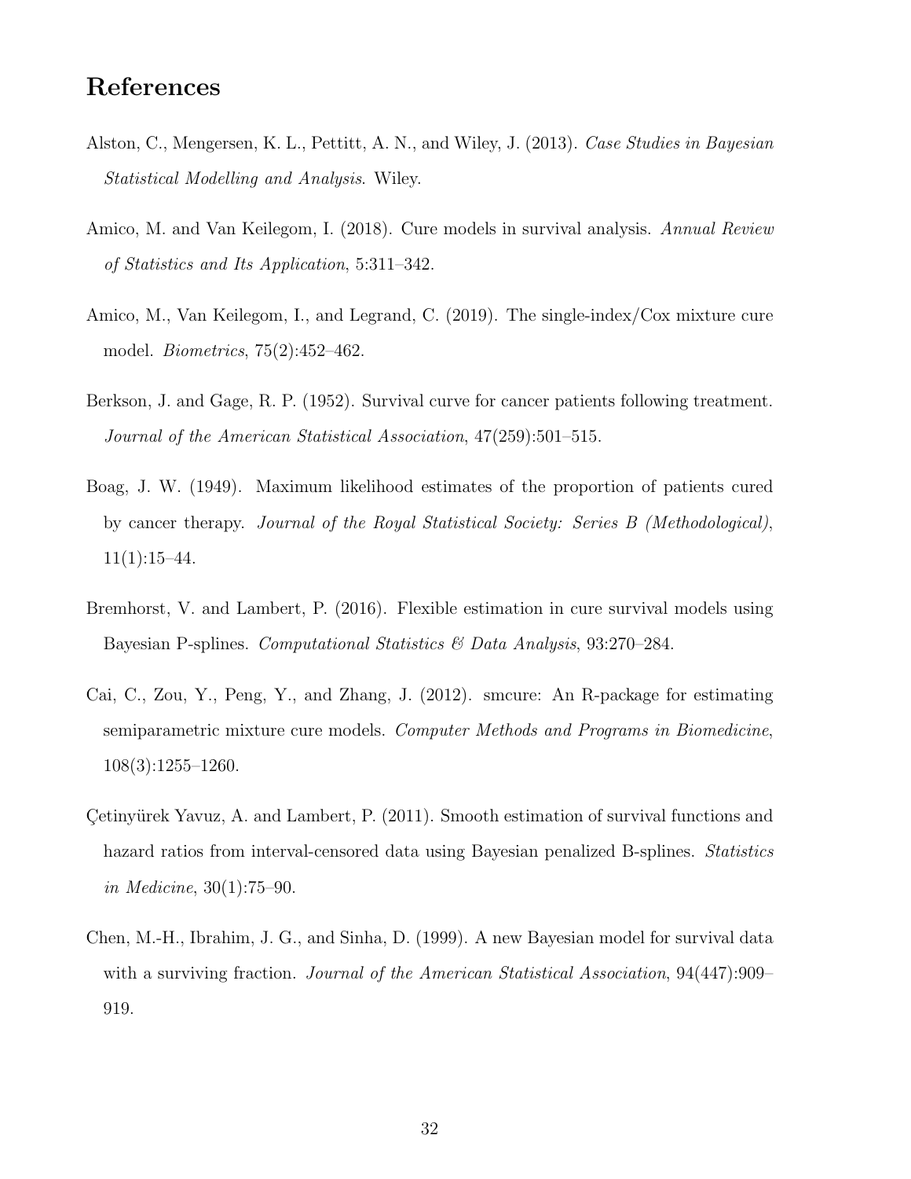# References

Alston, C., Mengersen, K. L., Pettitt, A. N., and Wiley, J. (2013). *Case Studies in Bayesian Statistical Modelling and Analysis*. Wiley.

Amico, M. and Van Keilegom, I. (2018). Cure models in survival analysis. *Annual Review of Statistics and Its Application*, 5:311–342.

Amico, M., Van Keilegom, I., and Legrand, C. (2019). The single-index/Cox mixture cure model. *Biometrics*, 75(2):452–462.

Berkson, J. and Gage, R. P. (1952). Survival curve for cancer patients following treatment. *Journal of the American Statistical Association*, 47(259):501–515.

Boag, J. W. (1949). Maximum likelihood estimates of the proportion of patients cured by cancer therapy. *Journal of the Royal Statistical Society: Series B (Methodological)*, 11(1):15–44.

Bremhorst, V. and Lambert, P. (2016). Flexible estimation in cure survival models using Bayesian P-splines. *Computational Statistics & Data Analysis*, 93:270–284.

Cai, C., Zou, Y., Peng, Y., and Zhang, J. (2012). smcure: An R-package for estimating semiparametric mixture cure models. *Computer Methods and Programs in Biomedicine*, 108(3):1255–1260.

Çetinyürek Yavuz, A. and Lambert, P. (2011). Smooth estimation of survival functions and hazard ratios from interval-censored data using Bayesian penalized B-splines. *Statistics in Medicine*, 30(1):75–90.

Chen, M.-H., Ibrahim, J. G., and Sinha, D. (1999). A new Bayesian model for survival data with a surviving fraction. *Journal of the American Statistical Association*, 94(447):909–919.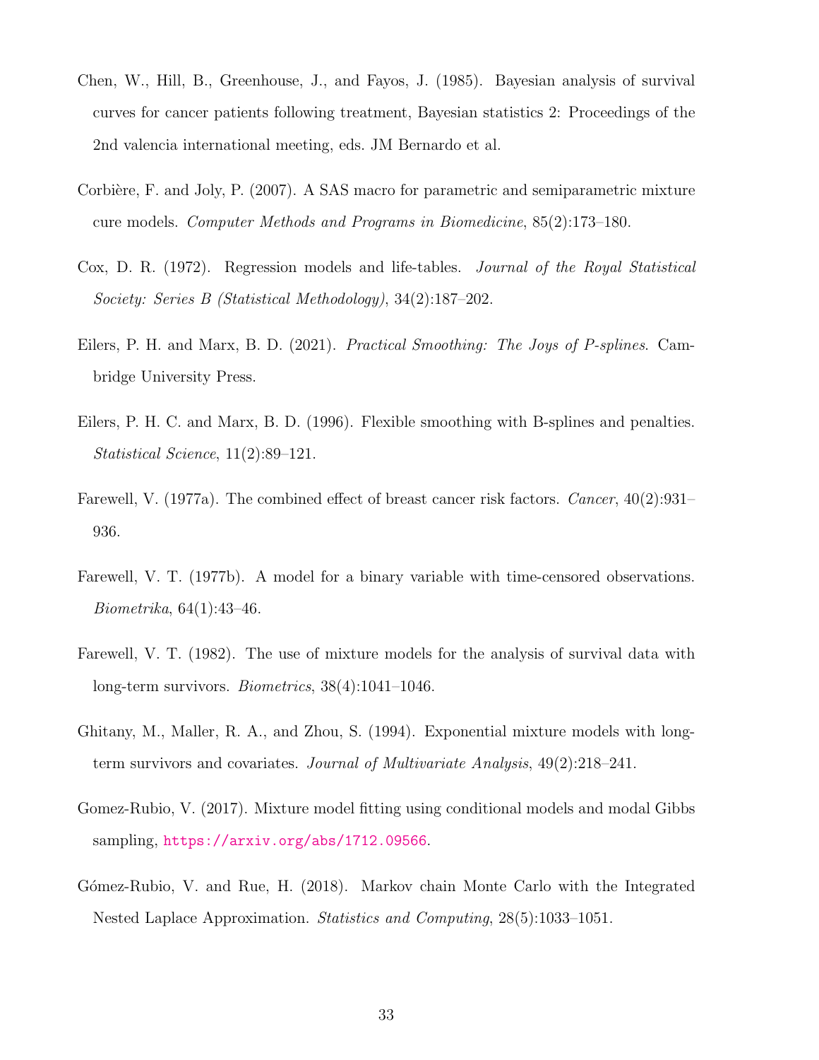Chen, W., Hill, B., Greenhouse, J., and Fayos, J. (1985). Bayesian analysis of survival curves for cancer patients following treatment, Bayesian statistics 2: Proceedings of the 2nd valencia international meeting, eds. JM Bernardo et al.

Corbière, F. and Joly, P. (2007). A SAS macro for parametric and semiparametric mixture cure models. *Computer Methods and Programs in Biomedicine*, 85(2):173–180.

Cox, D. R. (1972). Regression models and life-tables. *Journal of the Royal Statistical Society: Series B (Statistical Methodology)*, 34(2):187–202.

Eilers, P. H. and Marx, B. D. (2021). *Practical Smoothing: The Joys of P-splines*. Cambridge University Press.

Eilers, P. H. C. and Marx, B. D. (1996). Flexible smoothing with B-splines and penalties. *Statistical Science*, 11(2):89–121.

Farewell, V. (1977a). The combined effect of breast cancer risk factors. *Cancer*, 40(2):931–936.

Farewell, V. T. (1977b). A model for a binary variable with time-censored observations. *Biometrika*, 64(1):43–46.

Farewell, V. T. (1982). The use of mixture models for the analysis of survival data with long-term survivors. *Biometrics*, 38(4):1041–1046.

Ghitany, M., Maller, R. A., and Zhou, S. (1994). Exponential mixture models with long-term survivors and covariates. *Journal of Multivariate Analysis*, 49(2):218–241.

Gomez-Rubio, V. (2017). Mixture model fitting using conditional models and modal Gibbs sampling, https://arxiv.org/abs/1712.09566.

Gómez-Rubio, V. and Rue, H. (2018). Markov chain Monte Carlo with the Integrated Nested Laplace Approximation. *Statistics and Computing*, 28(5):1033–1051.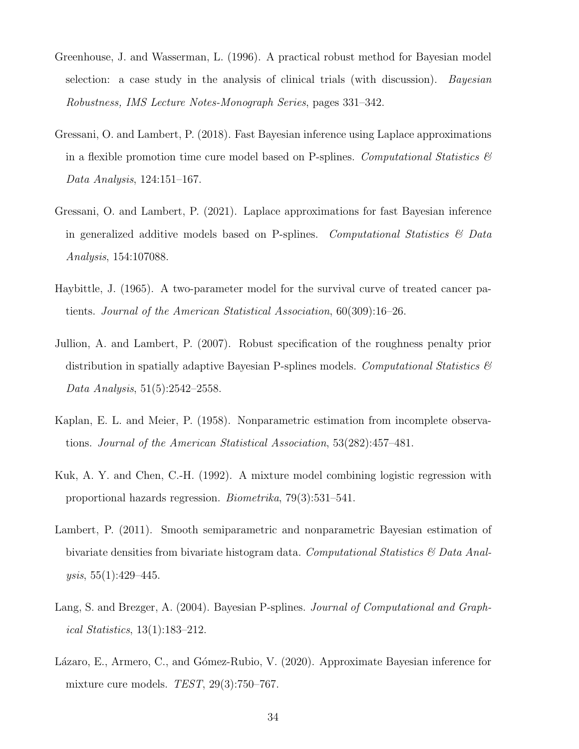Greenhouse, J. and Wasserman, L. (1996). A practical robust method for Bayesian model selection: a case study in the analysis of clinical trials (with discussion). *Bayesian Robustness, IMS Lecture Notes-Monograph Series*, pages 331–342.

Gressani, O. and Lambert, P. (2018). Fast Bayesian inference using Laplace approximations in a flexible promotion time cure model based on P-splines. *Computational Statistics & Data Analysis*, 124:151–167.

Gressani, O. and Lambert, P. (2021). Laplace approximations for fast Bayesian inference in generalized additive models based on P-splines. *Computational Statistics & Data Analysis*, 154:107088.

Haybittle, J. (1965). A two-parameter model for the survival curve of treated cancer patients. *Journal of the American Statistical Association*, 60(309):16–26.

Jullion, A. and Lambert, P. (2007). Robust specification of the roughness penalty prior distribution in spatially adaptive Bayesian P-splines models. *Computational Statistics & Data Analysis*, 51(5):2542–2558.

Kaplan, E. L. and Meier, P. (1958). Nonparametric estimation from incomplete observations. *Journal of the American Statistical Association*, 53(282):457–481.

Kuk, A. Y. and Chen, C.-H. (1992). A mixture model combining logistic regression with proportional hazards regression. *Biometrika*, 79(3):531–541.

Lambert, P. (2011). Smooth semiparametric and nonparametric Bayesian estimation of bivariate densities from bivariate histogram data. *Computational Statistics & Data Analysis*, 55(1):429–445.

Lang, S. and Brezger, A. (2004). Bayesian P-splines. *Journal of Computational and Graphical Statistics*, 13(1):183–212.

Lázaro, E., Armero, C., and Gómez-Rubio, V. (2020). Approximate Bayesian inference for mixture cure models. *TEST*, 29(3):750–767.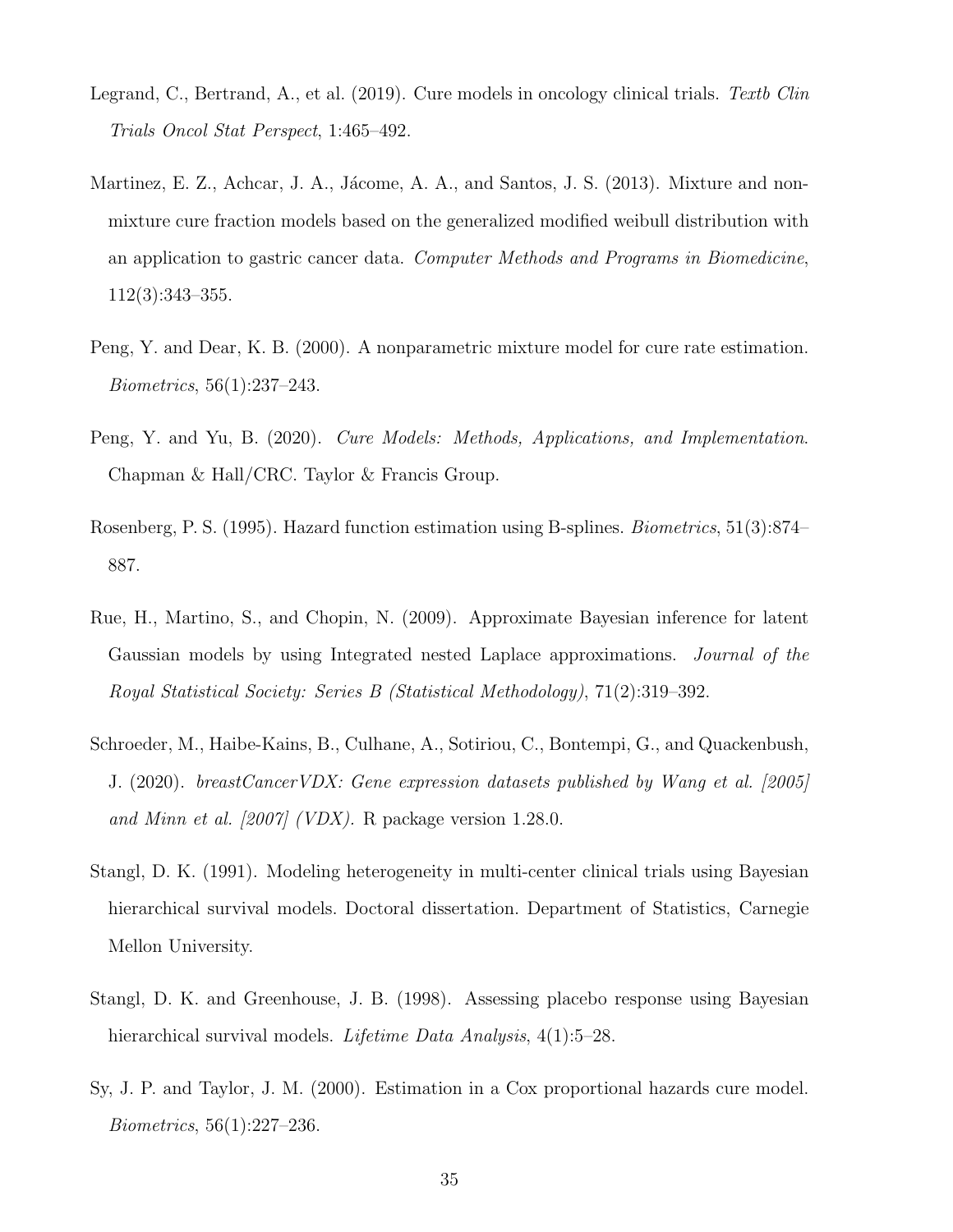Legrand, C., Bertrand, A., et al. (2019). Cure models in oncology clinical trials. *Textb Clin Trials Oncol Stat Perspect*, 1:465–492.

Martinez, E. Z., Achcar, J. A., Jácome, A. A., and Santos, J. S. (2013). Mixture and non-mixture cure fraction models based on the generalized modified weibull distribution with an application to gastric cancer data. *Computer Methods and Programs in Biomedicine*, 112(3):343–355.

Peng, Y. and Dear, K. B. (2000). A nonparametric mixture model for cure rate estimation. *Biometrics*, 56(1):237–243.

Peng, Y. and Yu, B. (2020). *Cure Models: Methods, Applications, and Implementation*. Chapman & Hall/CRC. Taylor & Francis Group.

Rosenberg, P. S. (1995). Hazard function estimation using B-splines. *Biometrics*, 51(3):874–887.

Rue, H., Martino, S., and Chopin, N. (2009). Approximate Bayesian inference for latent Gaussian models by using Integrated nested Laplace approximations. *Journal of the Royal Statistical Society: Series B (Statistical Methodology)*, 71(2):319–392.

Schroeder, M., Haibe-Kains, B., Culhane, A., Sotiriou, C., Bontempi, G., and Quackenbush, J. (2020). *breastCancerVDX: Gene expression datasets published by Wang et al. [2005] and Minn et al. [2007] (VDX)*. R package version 1.28.0.

Stangl, D. K. (1991). Modeling heterogeneity in multi-center clinical trials using Bayesian hierarchical survival models. Doctoral dissertation. Department of Statistics, Carnegie Mellon University.

Stangl, D. K. and Greenhouse, J. B. (1998). Assessing placebo response using Bayesian hierarchical survival models. *Lifetime Data Analysis*, 4(1):5–28.

Sy, J. P. and Taylor, J. M. (2000). Estimation in a Cox proportional hazards cure model. *Biometrics*, 56(1):227–236.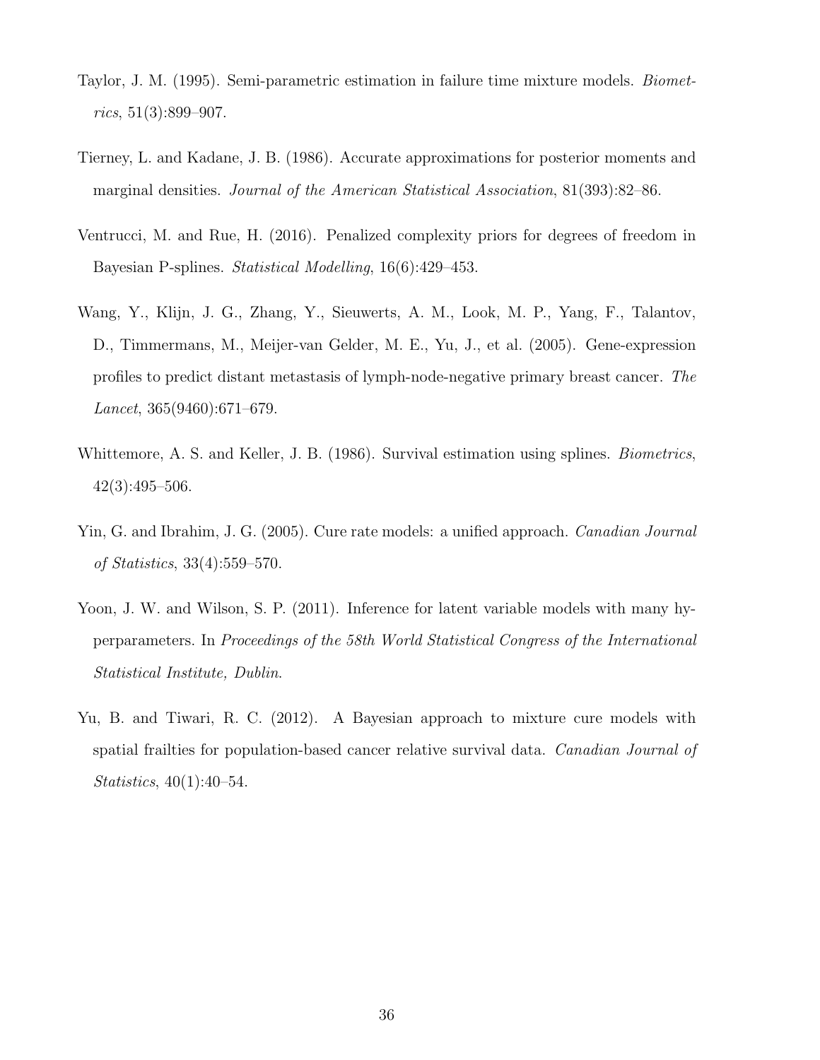Taylor, J. M. (1995). Semi-parametric estimation in failure time mixture models. *Biometrics*, 51(3):899–907.

Tierney, L. and Kadane, J. B. (1986). Accurate approximations for posterior moments and marginal densities. *Journal of the American Statistical Association*, 81(393):82–86.

Ventrucci, M. and Rue, H. (2016). Penalized complexity priors for degrees of freedom in Bayesian P-splines. *Statistical Modelling*, 16(6):429–453.

Wang, Y., Klijn, J. G., Zhang, Y., Sieuwerts, A. M., Look, M. P., Yang, F., Talantov, D., Timmermans, M., Meijer-van Gelder, M. E., Yu, J., et al. (2005). Gene-expression profiles to predict distant metastasis of lymph-node-negative primary breast cancer. *The Lancet*, 365(9460):671–679.

Whittemore, A. S. and Keller, J. B. (1986). Survival estimation using splines. *Biometrics*, 42(3):495–506.

Yin, G. and Ibrahim, J. G. (2005). Cure rate models: a unified approach. *Canadian Journal of Statistics*, 33(4):559–570.

Yoon, J. W. and Wilson, S. P. (2011). Inference for latent variable models with many hyperparameters. In *Proceedings of the 58th World Statistical Congress of the International Statistical Institute, Dublin*.

Yu, B. and Tiwari, R. C. (2012). A Bayesian approach to mixture cure models with spatial frailties for population-based cancer relative survival data. *Canadian Journal of Statistics*, 40(1):40–54.